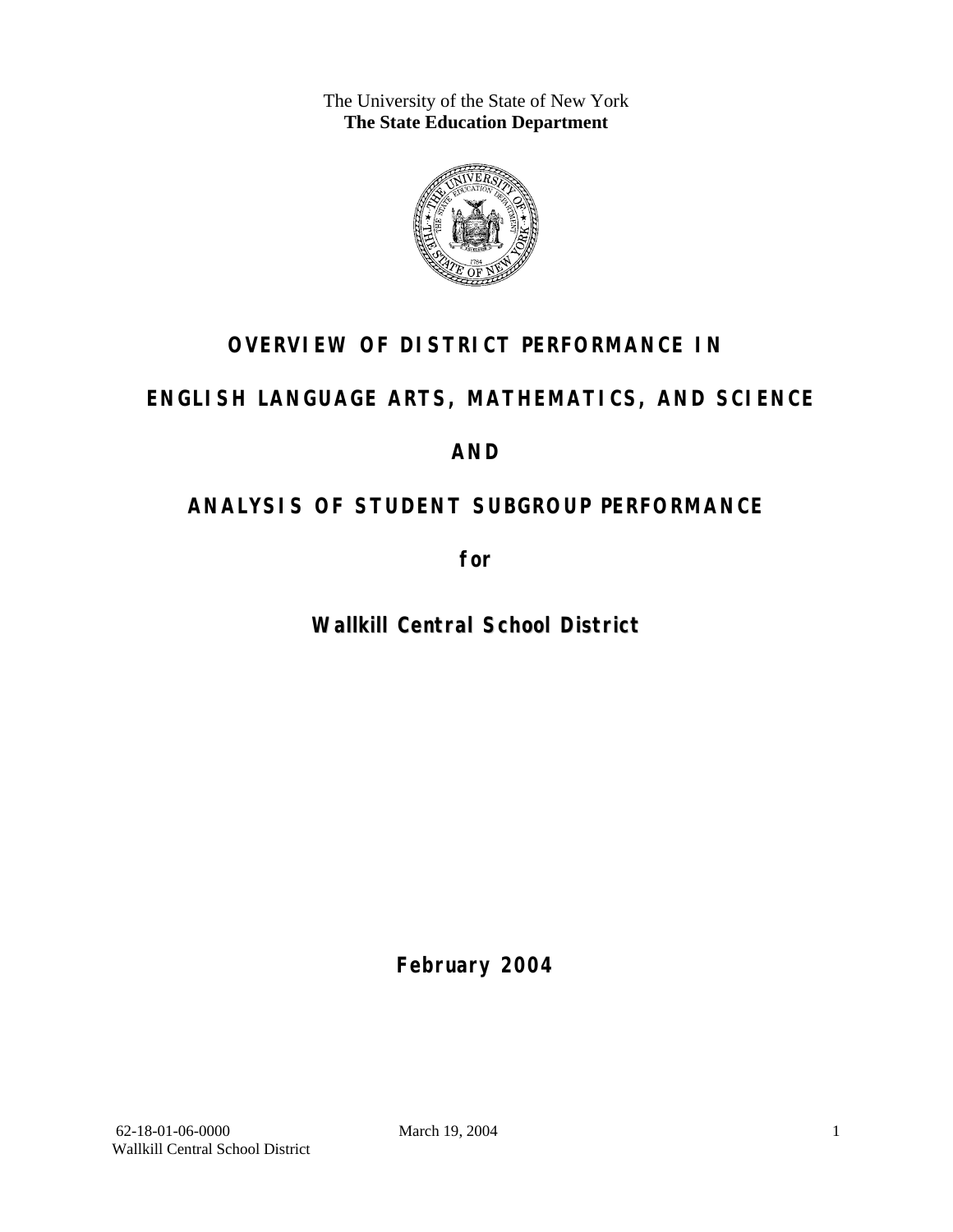The University of the State of New York
**The State Education Department**

# OVERVIEW OF DISTRICT PERFORMANCE IN

# ENGLISH LANGUAGE ARTS, MATHEMATICS, AND SCIENCE

# AND

# ANALYSIS OF STUDENT SUBGROUP PERFORMANCE

**for**

## Wallkill Central School District

**February 2004**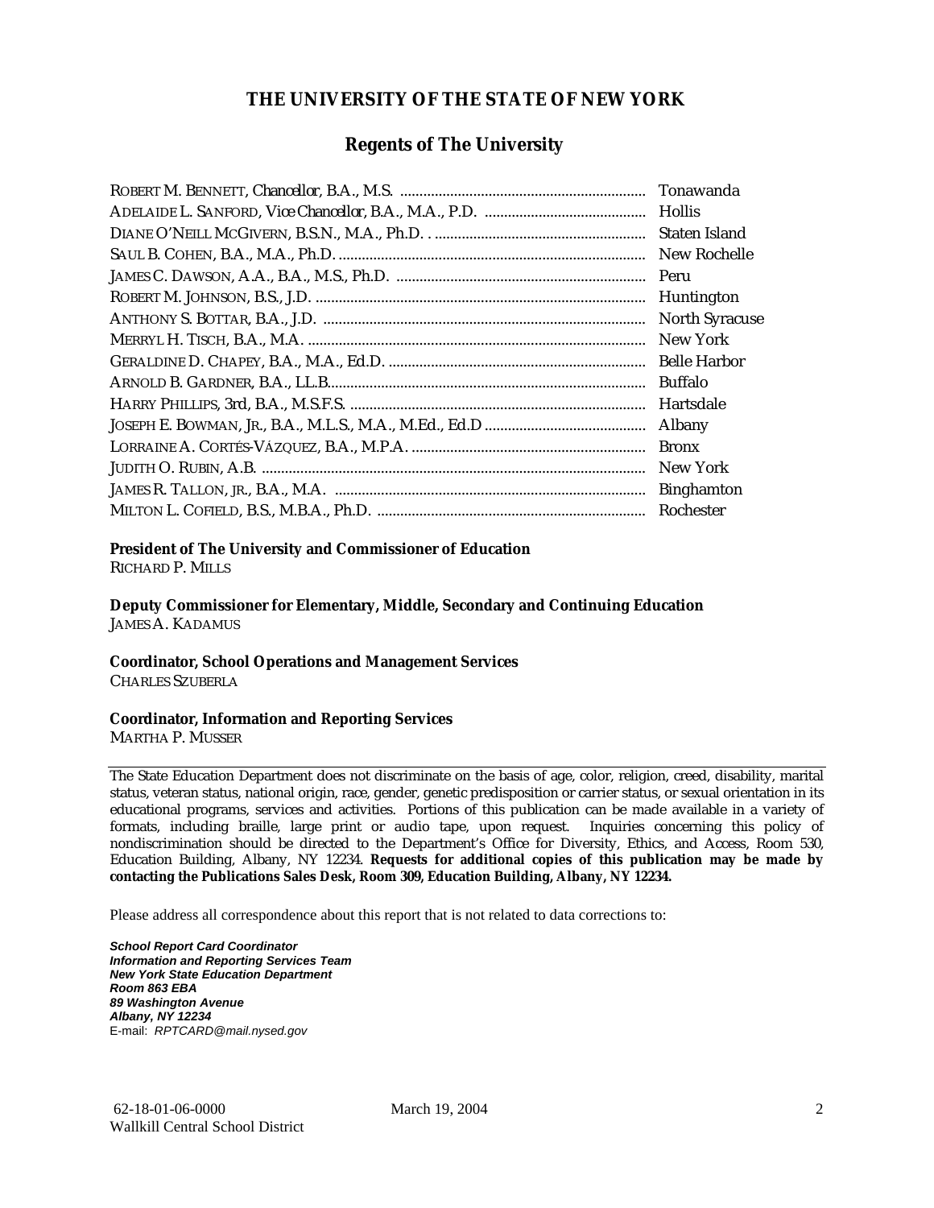# THE UNIVERSITY OF THE STATE OF NEW YORK

## Regents of The University

| | |
|---|---|
| ROBERT M. BENNETT, *Chancellor*, B.A., M.S. | Tonawanda |
| ADELAIDE L. SANFORD, *Vice Chancellor*, B.A., M.A., P.D. | Hollis |
| DIANE O'NEILL MCGIVERN, B.S.N., M.A., Ph.D. | Staten Island |
| SAUL B. COHEN, B.A., M.A., Ph.D. | New Rochelle |
| JAMES C. DAWSON, A.A., B.A., M.S., Ph.D. | Peru |
| ROBERT M. JOHNSON, B.S., J.D. | Huntington |
| ANTHONY S. BOTTAR, B.A., J.D. | North Syracuse |
| MERRYL H. TISCH, B.A., M.A. | New York |
| GERALDINE D. CHAPEY, B.A., M.A., Ed.D. | Belle Harbor |
| ARNOLD B. GARDNER, B.A., LL.B. | Buffalo |
| HARRY PHILLIPS, 3rd, B.A., M.S.F.S. | Hartsdale |
| JOSEPH E. BOWMAN, JR., B.A., M.L.S., M.A., M.Ed., Ed.D | Albany |
| LORRAINE A. CORTÉS-VÁZQUEZ, B.A., M.P.A. | Bronx |
| JUDITH O. RUBIN, A.B. | New York |
| JAMES R. TALLON, JR., B.A., M.A. | Binghamton |
| MILTON L. COFIELD, B.S., M.B.A., Ph.D. | Rochester |

**President of The University and Commissioner of Education**
RICHARD P. MILLS

**Deputy Commissioner for Elementary, Middle, Secondary and Continuing Education**
JAMES A. KADAMUS

**Coordinator, School Operations and Management Services**
CHARLES SZUBERLA

**Coordinator, Information and Reporting Services**
MARTHA P. MUSSER

---

The State Education Department does not discriminate on the basis of age, color, religion, creed, disability, marital status, veteran status, national origin, race, gender, genetic predisposition or carrier status, or sexual orientation in its educational programs, services and activities. Portions of this publication can be made available in a variety of formats, including braille, large print or audio tape, upon request. Inquiries concerning this policy of nondiscrimination should be directed to the Department's Office for Diversity, Ethics, and Access, Room 530, Education Building, Albany, NY 12234. **Requests for additional copies of this publication may be made by contacting the Publications Sales Desk, Room 309, Education Building, Albany, NY 12234.**

Please address all correspondence about this report that is not related to data corrections to:

***School Report Card Coordinator***
***Information and Reporting Services Team***
***New York State Education Department***
***Room 863 EBA***
***89 Washington Avenue***
***Albany, NY 12234***
E-mail: *RPTCARD@mail.nysed.gov*

62-18-01-06-0000
Wallkill Central School District

March 19, 2004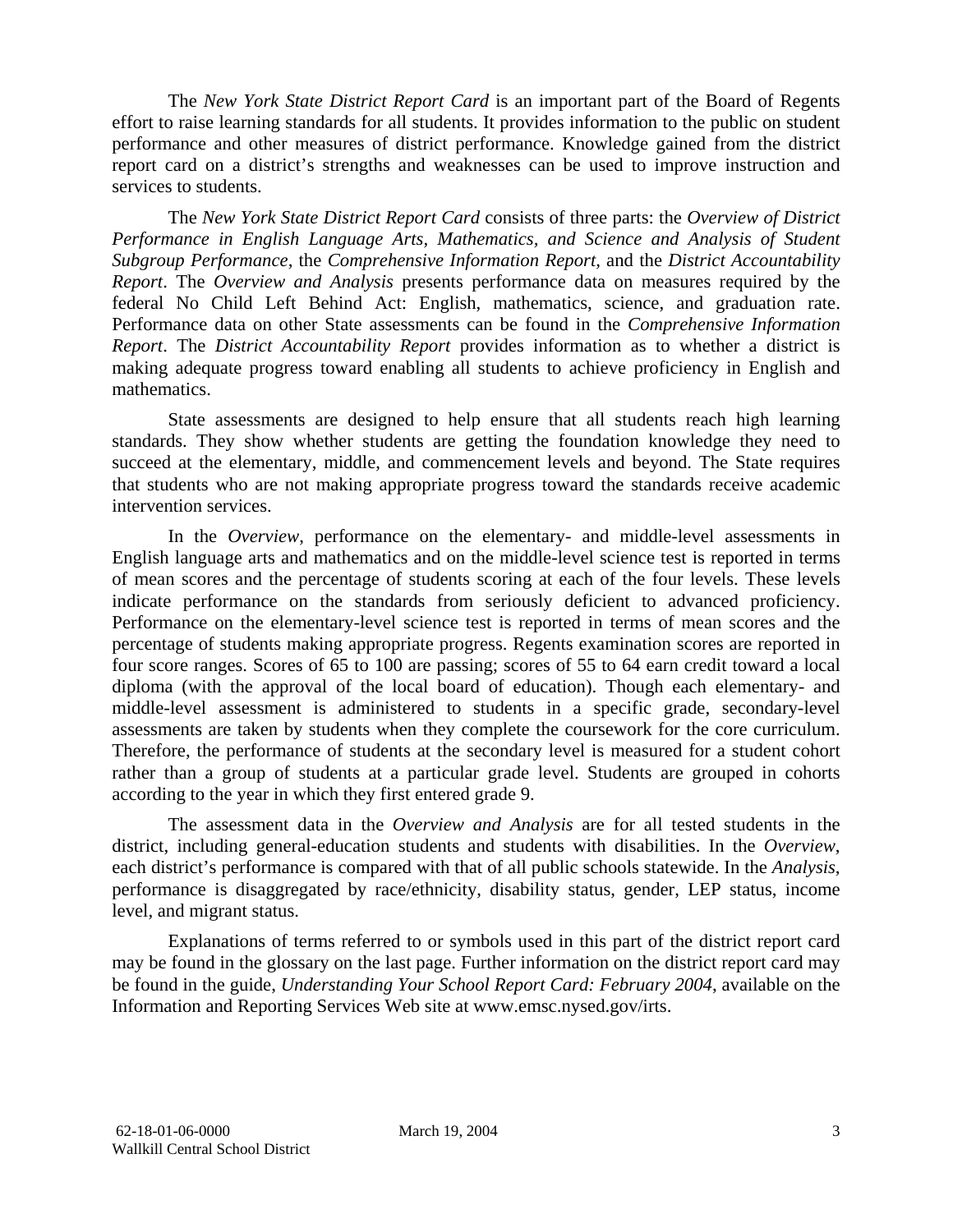The *New York State District Report Card* is an important part of the Board of Regents effort to raise learning standards for all students. It provides information to the public on student performance and other measures of district performance. Knowledge gained from the district report card on a district's strengths and weaknesses can be used to improve instruction and services to students.

The *New York State District Report Card* consists of three parts: the *Overview of District Performance in English Language Arts, Mathematics, and Science and Analysis of Student Subgroup Performance,* the *Comprehensive Information Report*, and the *District Accountability Report*. The *Overview and Analysis* presents performance data on measures required by the federal No Child Left Behind Act: English, mathematics, science, and graduation rate. Performance data on other State assessments can be found in the *Comprehensive Information Report*. The *District Accountability Report* provides information as to whether a district is making adequate progress toward enabling all students to achieve proficiency in English and mathematics.

State assessments are designed to help ensure that all students reach high learning standards. They show whether students are getting the foundation knowledge they need to succeed at the elementary, middle, and commencement levels and beyond. The State requires that students who are not making appropriate progress toward the standards receive academic intervention services.

In the *Overview*, performance on the elementary- and middle-level assessments in English language arts and mathematics and on the middle-level science test is reported in terms of mean scores and the percentage of students scoring at each of the four levels. These levels indicate performance on the standards from seriously deficient to advanced proficiency. Performance on the elementary-level science test is reported in terms of mean scores and the percentage of students making appropriate progress. Regents examination scores are reported in four score ranges. Scores of 65 to 100 are passing; scores of 55 to 64 earn credit toward a local diploma (with the approval of the local board of education). Though each elementary- and middle-level assessment is administered to students in a specific grade, secondary-level assessments are taken by students when they complete the coursework for the core curriculum. Therefore, the performance of students at the secondary level is measured for a student cohort rather than a group of students at a particular grade level. Students are grouped in cohorts according to the year in which they first entered grade 9.

The assessment data in the *Overview and Analysis* are for all tested students in the district, including general-education students and students with disabilities. In the *Overview*, each district's performance is compared with that of all public schools statewide. In the *Analysis*, performance is disaggregated by race/ethnicity, disability status, gender, LEP status, income level, and migrant status.

Explanations of terms referred to or symbols used in this part of the district report card may be found in the glossary on the last page. Further information on the district report card may be found in the guide, *Understanding Your School Report Card: February 2004*, available on the Information and Reporting Services Web site at www.emsc.nysed.gov/irts.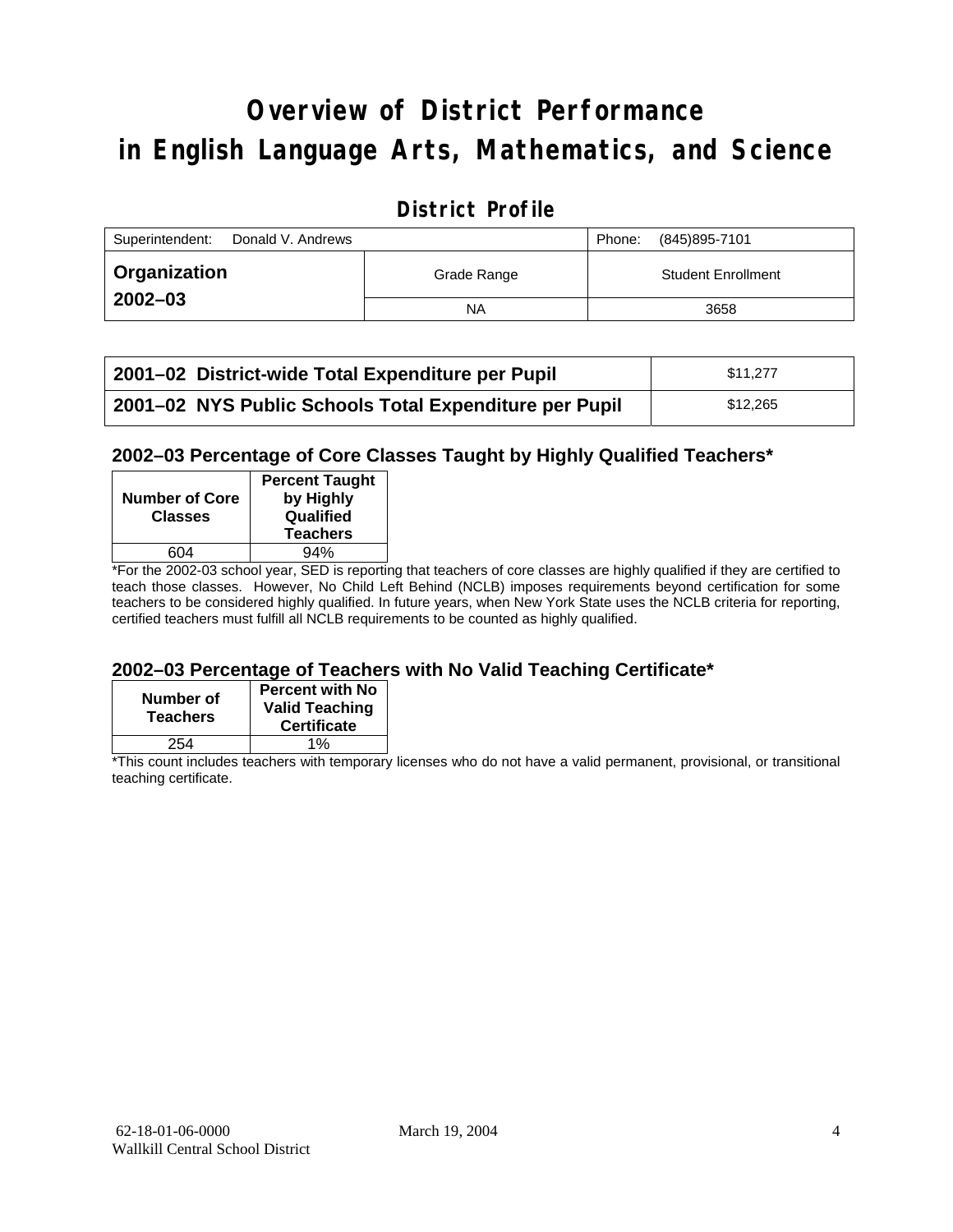# Overview of District Performance in English Language Arts, Mathematics, and Science

## District Profile

| Superintendent: Donald V. Andrews | | Phone: (845)895-7101 |
|---|---|---|
| **Organization 2002–03** | Grade Range | Student Enrollment |
| | NA | 3658 |

| | |
|---|---|
| **2001–02 District-wide Total Expenditure per Pupil** | $11,277 |
| **2001–02 NYS Public Schools Total Expenditure per Pupil** | $12,265 |

### 2002–03 Percentage of Core Classes Taught by Highly Qualified Teachers*

| Number of Core Classes | Percent Taught by Highly Qualified Teachers |
|---|---|
| 604 | 94% |

*For the 2002-03 school year, SED is reporting that teachers of core classes are highly qualified if they are certified to teach those classes. However, No Child Left Behind (NCLB) imposes requirements beyond certification for some teachers to be considered highly qualified. In future years, when New York State uses the NCLB criteria for reporting, certified teachers must fulfill all NCLB requirements to be counted as highly qualified.

### 2002–03 Percentage of Teachers with No Valid Teaching Certificate*

| Number of Teachers | Percent with No Valid Teaching Certificate |
|---|---|
| 254 | 1% |

*This count includes teachers with temporary licenses who do not have a valid permanent, provisional, or transitional teaching certificate.

62-18-01-06-0000
Wallkill Central School District

March 19, 2004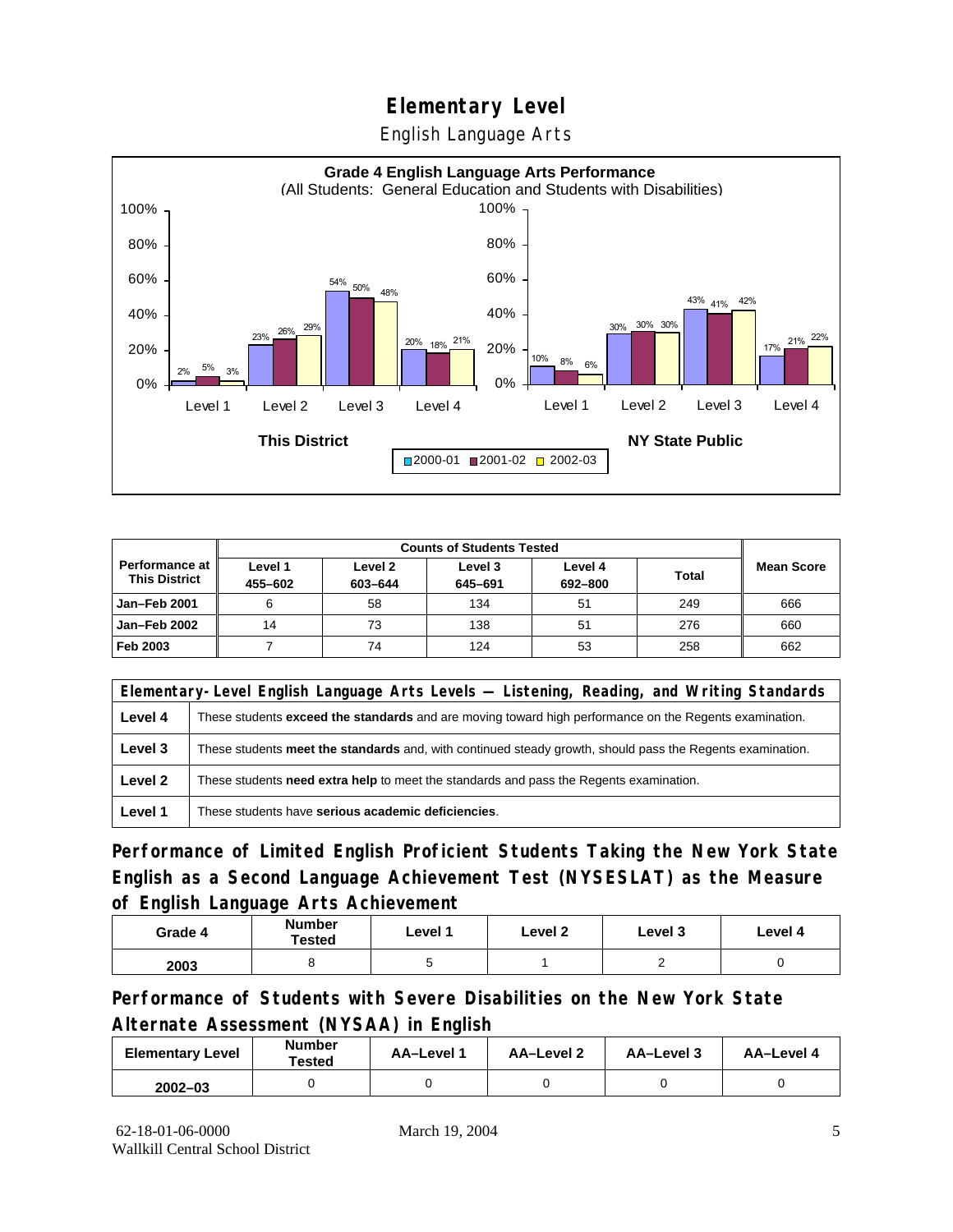# Elementary Level

English Language Arts

**Grade 4 English Language Arts Performance**
(All Students: General Education and Students with Disabilities)

| | This District 2000-01 | This District 2001-02 | This District 2002-03 | NY State Public 2000-01 | NY State Public 2001-02 | NY State Public 2002-03 |
|---|---|---|---|---|---|---|
| Level 1 | 2% | 5% | 3% | 10% | 8% | 6% |
| Level 2 | 23% | 26% | 29% | 30% | 30% | 30% |
| Level 3 | 54% | 50% | 48% | 43% | 41% | 42% |
| Level 4 | 20% | 18% | 21% | 17% | 21% | 22% |

| Performance at This District | Counts of Students Tested | | | | | Mean Score |
|---|---|---|---|---|---|---|
| | Level 1 455–602 | Level 2 603–644 | Level 3 645–691 | Level 4 692–800 | Total | |
| Jan–Feb 2001 | 6 | 58 | 134 | 51 | 249 | 666 |
| Jan–Feb 2002 | 14 | 73 | 138 | 51 | 276 | 660 |
| Feb 2003 | 7 | 74 | 124 | 53 | 258 | 662 |

| Elementary-Level English Language Arts Levels — Listening, Reading, and Writing Standards | |
|---|---|
| Level 4 | These students **exceed the standards** and are moving toward high performance on the Regents examination. |
| Level 3 | These students **meet the standards** and, with continued steady growth, should pass the Regents examination. |
| Level 2 | These students **need extra help** to meet the standards and pass the Regents examination. |
| Level 1 | These students have **serious academic deficiencies**. |

## Performance of Limited English Proficient Students Taking the New York State English as a Second Language Achievement Test (NYSESLAT) as the Measure of English Language Arts Achievement

| Grade 4 | Number Tested | Level 1 | Level 2 | Level 3 | Level 4 |
|---|---|---|---|---|---|
| 2003 | 8 | 5 | 1 | 2 | 0 |

## Performance of Students with Severe Disabilities on the New York State Alternate Assessment (NYSAA) in English

| Elementary Level | Number Tested | AA–Level 1 | AA–Level 2 | AA–Level 3 | AA–Level 4 |
|---|---|---|---|---|---|
| 2002–03 | 0 | 0 | 0 | 0 | 0 |

62-18-01-06-0000 Wallkill Central School District — March 19, 2004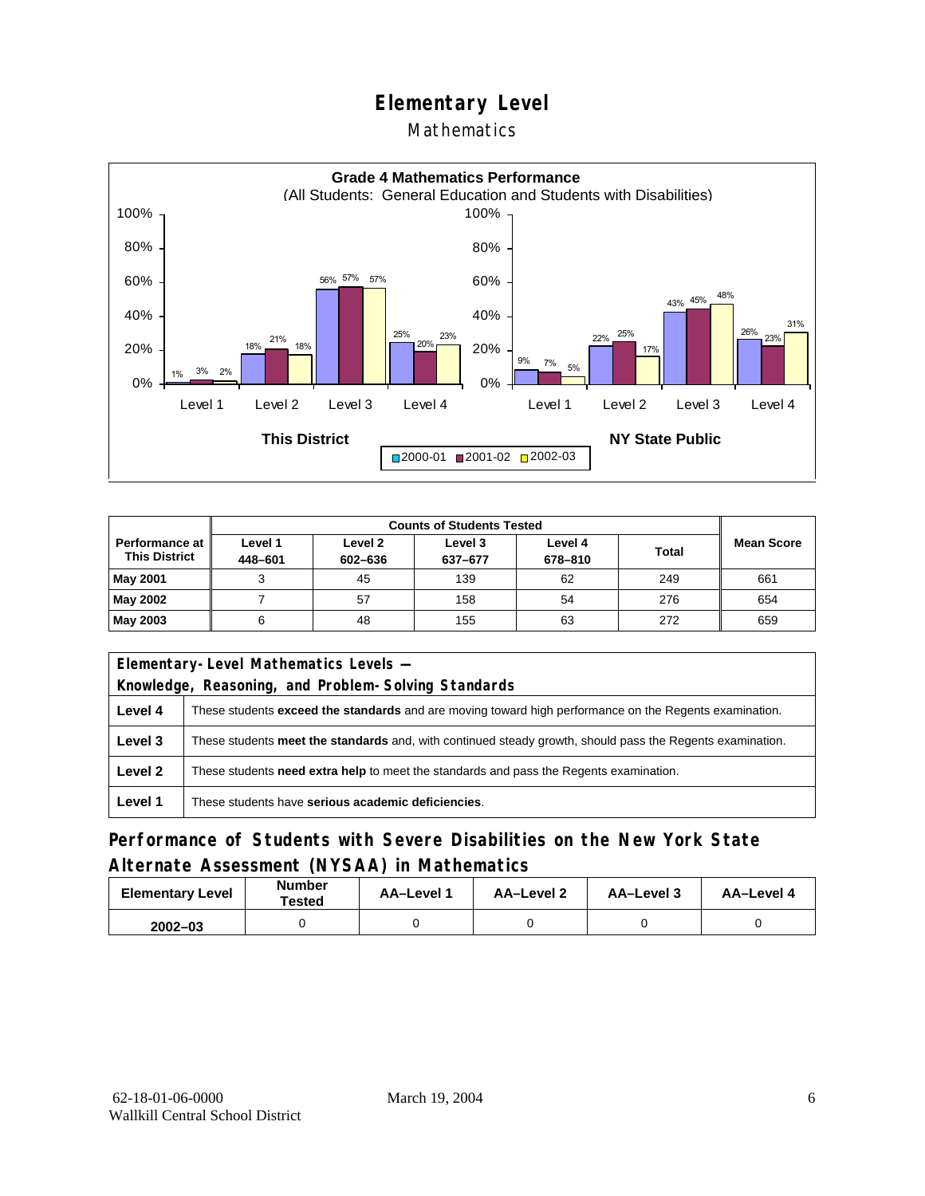# Elementary Level

## Mathematics

**Grade 4 Mathematics Performance**
(All Students: General Education and Students with Disabilities)

| | This District 2000-01 | This District 2001-02 | This District 2002-03 | NY State Public 2000-01 | NY State Public 2001-02 | NY State Public 2002-03 |
|---|---|---|---|---|---|---|
| Level 1 | 1% | 3% | 2% | 9% | 7% | 5% |
| Level 2 | 18% | 21% | 18% | 22% | 25% | 17% |
| Level 3 | 56% | 57% | 57% | 43% | 45% | 48% |
| Level 4 | 25% | 20% | 23% | 26% | 23% | 31% |

| Performance at This District | Counts of Students Tested | | | | | Mean Score |
|---|---|---|---|---|---|---|
| | Level 1 448–601 | Level 2 602–636 | Level 3 637–677 | Level 4 678–810 | Total | |
| **May 2001** | 3 | 45 | 139 | 62 | 249 | 661 |
| **May 2002** | 7 | 57 | 158 | 54 | 276 | 654 |
| **May 2003** | 6 | 48 | 155 | 63 | 272 | 659 |

| Elementary-Level Mathematics Levels — Knowledge, Reasoning, and Problem-Solving Standards | |
|---|---|
| **Level 4** | These students **exceed the standards** and are moving toward high performance on the Regents examination. |
| **Level 3** | These students **meet the standards** and, with continued steady growth, should pass the Regents examination. |
| **Level 2** | These students **need extra help** to meet the standards and pass the Regents examination. |
| **Level 1** | These students have **serious academic deficiencies**. |

## Performance of Students with Severe Disabilities on the New York State Alternate Assessment (NYSAA) in Mathematics

| Elementary Level | Number Tested | AA–Level 1 | AA–Level 2 | AA–Level 3 | AA–Level 4 |
|---|---|---|---|---|---|
| **2002–03** | 0 | 0 | 0 | 0 | 0 |

62-18-01-06-0000
Wallkill Central School District

March 19, 2004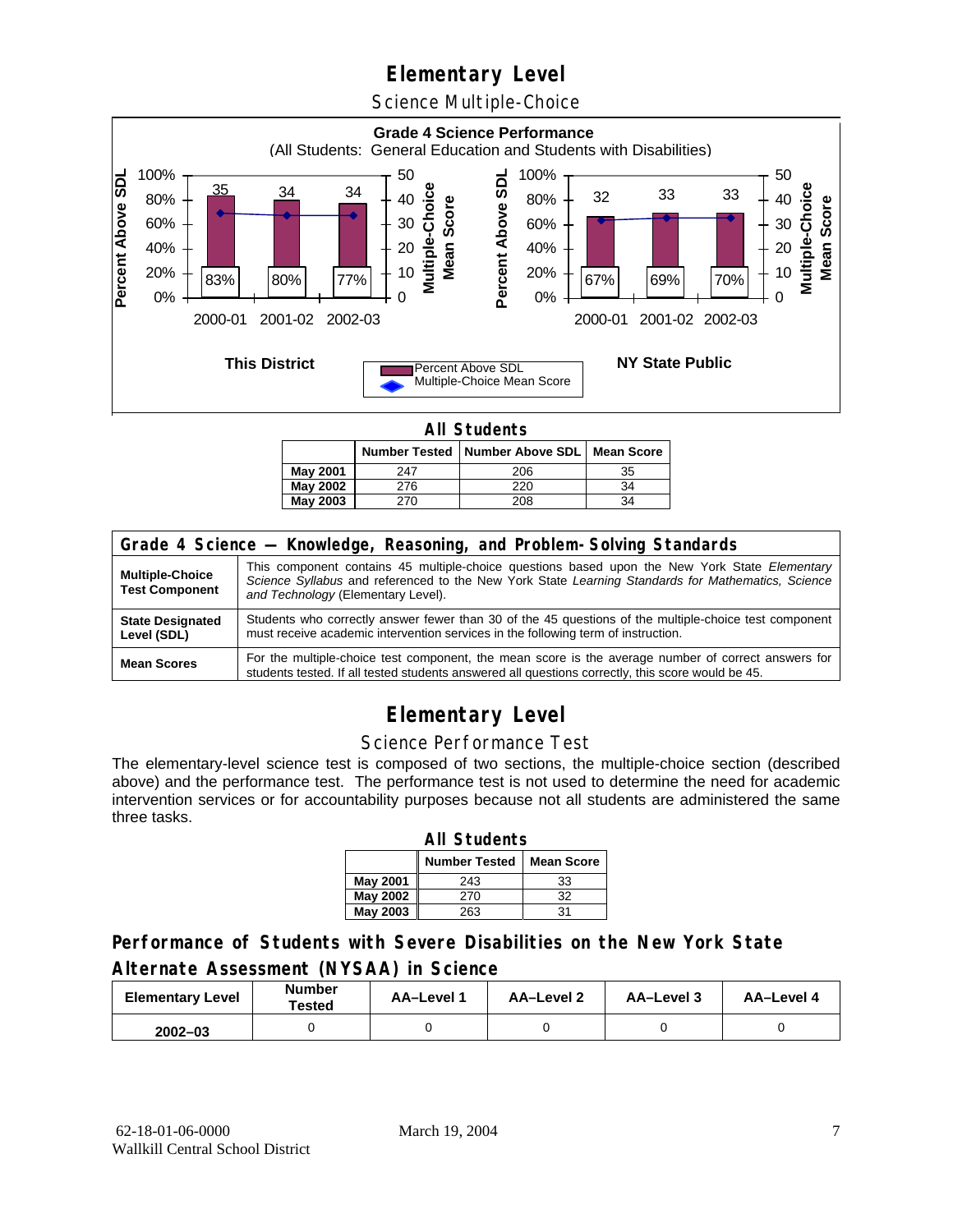# Elementary Level

## Science Multiple-Choice

**Grade 4 Science Performance**
(All Students: General Education and Students with Disabilities)

**This District**

| | 2000-01 | 2001-02 | 2002-03 |
|---|---|---|---|
| Percent Above SDL | 83% | 80% | 77% |
| Multiple-Choice Mean Score | 35 | 34 | 34 |

**NY State Public**

| | 2000-01 | 2001-02 | 2002-03 |
|---|---|---|---|
| Percent Above SDL | 67% | 69% | 70% |
| Multiple-Choice Mean Score | 32 | 33 | 33 |

### All Students

| | Number Tested | Number Above SDL | Mean Score |
|---|---|---|---|
| **May 2001** | 247 | 206 | 35 |
| **May 2002** | 276 | 220 | 34 |
| **May 2003** | 270 | 208 | 34 |

| Grade 4 Science — Knowledge, Reasoning, and Problem-Solving Standards | |
|---|---|
| **Multiple-Choice Test Component** | This component contains 45 multiple-choice questions based upon the New York State *Elementary Science Syllabus* and referenced to the New York State *Learning Standards for Mathematics, Science and Technology* (Elementary Level). |
| **State Designated Level (SDL)** | Students who correctly answer fewer than 30 of the 45 questions of the multiple-choice test component must receive academic intervention services in the following term of instruction. |
| **Mean Scores** | For the multiple-choice test component, the mean score is the average number of correct answers for students tested. If all tested students answered all questions correctly, this score would be 45. |

# Elementary Level

## Science Performance Test

The elementary-level science test is composed of two sections, the multiple-choice section (described above) and the performance test. The performance test is not used to determine the need for academic intervention services or for accountability purposes because not all students are administered the same three tasks.

### All Students

| | Number Tested | Mean Score |
|---|---|---|
| **May 2001** | 243 | 33 |
| **May 2002** | 270 | 32 |
| **May 2003** | 263 | 31 |

## Performance of Students with Severe Disabilities on the New York State Alternate Assessment (NYSAA) in Science

| Elementary Level | Number Tested | AA–Level 1 | AA–Level 2 | AA–Level 3 | AA–Level 4 |
|---|---|---|---|---|---|
| **2002–03** | 0 | 0 | 0 | 0 | 0 |

62-18-01-06-0000
Wallkill Central School District
March 19, 2004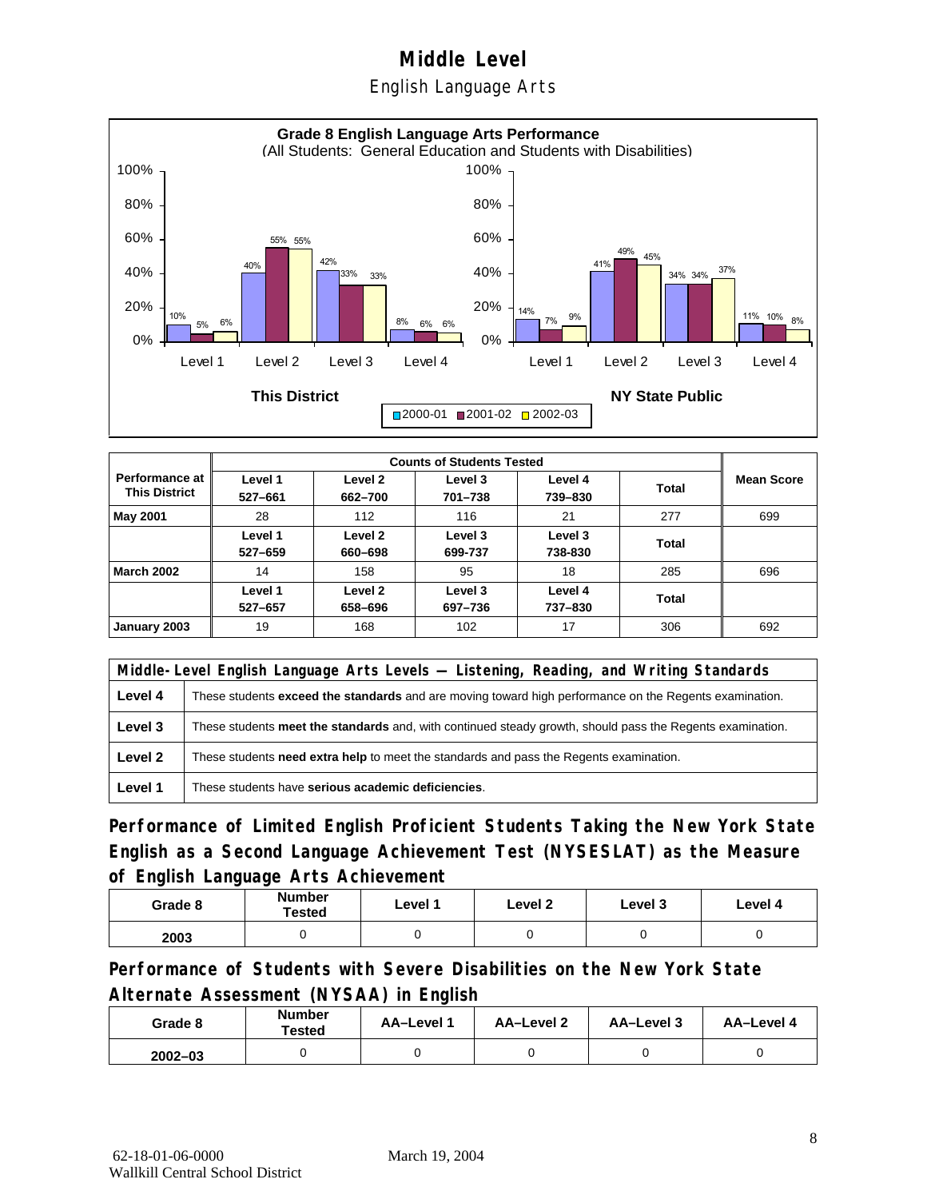# Middle Level

## English Language Arts

**Grade 8 English Language Arts Performance**
(All Students: General Education and Students with Disabilities)

| | This District 2000-01 | This District 2001-02 | This District 2002-03 | NY State Public 2000-01 | NY State Public 2001-02 | NY State Public 2002-03 |
|---|---|---|---|---|---|---|
| Level 1 | 10% | 5% | 6% | 14% | 7% | 9% |
| Level 2 | 40% | 55% | 55% | 41% | 49% | 45% |
| Level 3 | 42% | 33% | 33% | 34% | 34% | 37% |
| Level 4 | 8% | 6% | 6% | 11% | 10% | 8% |

| Performance at This District | Counts of Students Tested | | | | | Mean Score |
|---|---|---|---|---|---|---|
| | Level 1 527–661 | Level 2 662–700 | Level 3 701–738 | Level 4 739–830 | Total | |
| **May 2001** | 28 | 112 | 116 | 21 | 277 | 699 |
| | Level 1 527–659 | Level 2 660–698 | Level 3 699-737 | Level 3 738-830 | Total | |
| **March 2002** | 14 | 158 | 95 | 18 | 285 | 696 |
| | Level 1 527–657 | Level 2 658–696 | Level 3 697–736 | Level 4 737–830 | Total | |
| **January 2003** | 19 | 168 | 102 | 17 | 306 | 692 |

| Middle-Level English Language Arts Levels — Listening, Reading, and Writing Standards | |
|---|---|
| **Level 4** | These students **exceed the standards** and are moving toward high performance on the Regents examination. |
| **Level 3** | These students **meet the standards** and, with continued steady growth, should pass the Regents examination. |
| **Level 2** | These students **need extra help** to meet the standards and pass the Regents examination. |
| **Level 1** | These students have **serious academic deficiencies**. |

### Performance of Limited English Proficient Students Taking the New York State English as a Second Language Achievement Test (NYSESLAT) as the Measure of English Language Arts Achievement

| Grade 8 | Number Tested | Level 1 | Level 2 | Level 3 | Level 4 |
|---|---|---|---|---|---|
| 2003 | 0 | 0 | 0 | 0 | 0 |

### Performance of Students with Severe Disabilities on the New York State Alternate Assessment (NYSAA) in English

| Grade 8 | Number Tested | AA–Level 1 | AA–Level 2 | AA–Level 3 | AA–Level 4 |
|---|---|---|---|---|---|
| 2002–03 | 0 | 0 | 0 | 0 | 0 |

62-18-01-06-0000 March 19, 2004
Wallkill Central School District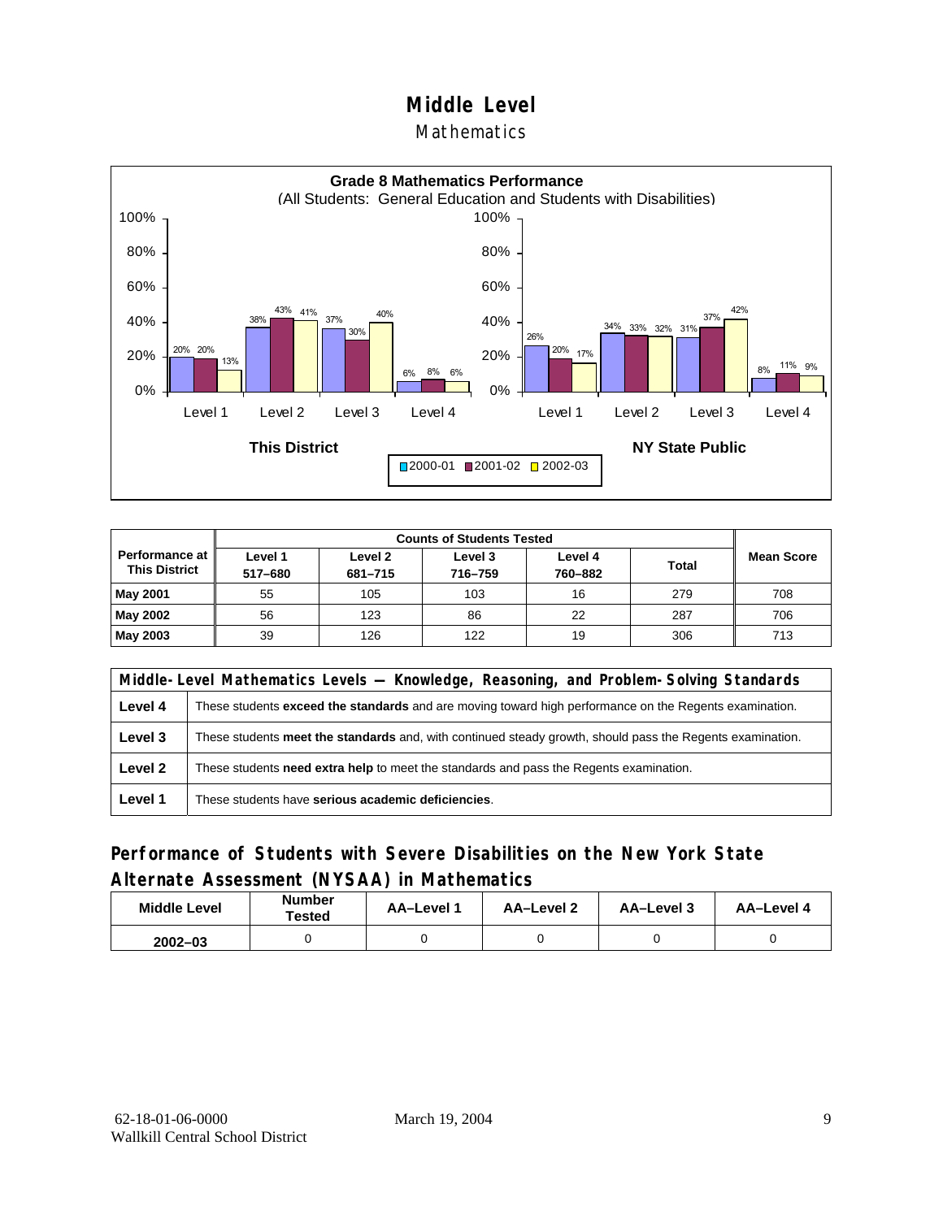# Middle Level

## Mathematics

**Grade 8 Mathematics Performance**
(All Students: General Education and Students with Disabilities)

| | Level 1 | Level 2 | Level 3 | Level 4 |
|---|---|---|---|---|
| **This District** | | | | |
| 2000-01 | 20% | 38% | 37% | 6% |
| 2001-02 | 20% | 43% | 30% | 8% |
| 2002-03 | 13% | 41% | 40% | 6% |
| **NY State Public** | | | | |
| 2000-01 | 26% | 34% | 31% | 8% |
| 2001-02 | 20% | 33% | 37% | 11% |
| 2002-03 | 17% | 32% | 42% | 9% |

| Performance at This District | Counts of Students Tested | | | | | Mean Score |
|---|---|---|---|---|---|---|
| | Level 1 517–680 | Level 2 681–715 | Level 3 716–759 | Level 4 760–882 | Total | |
| **May 2001** | 55 | 105 | 103 | 16 | 279 | 708 |
| **May 2002** | 56 | 123 | 86 | 22 | 287 | 706 |
| **May 2003** | 39 | 126 | 122 | 19 | 306 | 713 |

| Middle-Level Mathematics Levels — Knowledge, Reasoning, and Problem-Solving Standards | |
|---|---|
| **Level 4** | These students **exceed the standards** and are moving toward high performance on the Regents examination. |
| **Level 3** | These students **meet the standards** and, with continued steady growth, should pass the Regents examination. |
| **Level 2** | These students **need extra help** to meet the standards and pass the Regents examination. |
| **Level 1** | These students have **serious academic deficiencies**. |

## Performance of Students with Severe Disabilities on the New York State Alternate Assessment (NYSAA) in Mathematics

| Middle Level | Number Tested | AA–Level 1 | AA–Level 2 | AA–Level 3 | AA–Level 4 |
|---|---|---|---|---|---|
| 2002–03 | 0 | 0 | 0 | 0 | 0 |

62-18-01-06-0000
Wallkill Central School District
March 19, 2004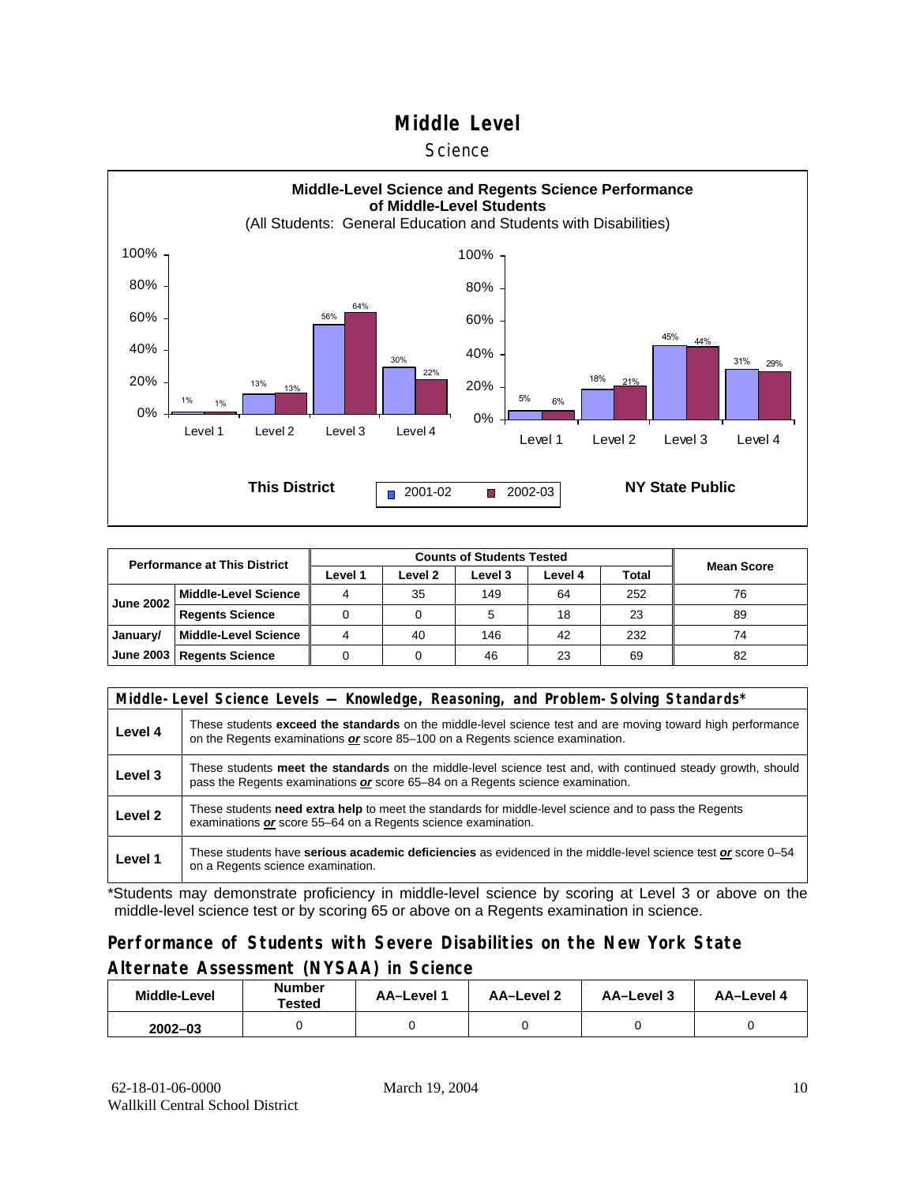# Middle Level

## Science

**Middle-Level Science and Regents Science Performance of Middle-Level Students**

(All Students: General Education and Students with Disabilities)

**This District**

| | 2001-02 | 2002-03 |
|---|---|---|
| Level 1 | 1% | 1% |
| Level 2 | 13% | 13% |
| Level 3 | 56% | 64% |
| Level 4 | 30% | 22% |

**NY State Public**

| | 2001-02 | 2002-03 |
|---|---|---|
| Level 1 | 5% | 6% |
| Level 2 | 18% | 21% |
| Level 3 | 45% | 44% |
| Level 4 | 31% | 29% |

| Performance at This District | | Counts of Students Tested | | | | | Mean Score |
|---|---|---|---|---|---|---|---|
| | | Level 1 | Level 2 | Level 3 | Level 4 | Total | |
| June 2002 | Middle-Level Science | 4 | 35 | 149 | 64 | 252 | 76 |
| | Regents Science | 0 | 0 | 5 | 18 | 23 | 89 |
| January/ June 2003 | Middle-Level Science | 4 | 40 | 146 | 42 | 232 | 74 |
| | Regents Science | 0 | 0 | 46 | 23 | 69 | 82 |

| Middle-Level Science Levels — Knowledge, Reasoning, and Problem-Solving Standards* | |
|---|---|
| Level 4 | These students **exceed the standards** on the middle-level science test and are moving toward high performance on the Regents examinations ***or*** score 85–100 on a Regents science examination. |
| Level 3 | These students **meet the standards** on the middle-level science test and, with continued steady growth, should pass the Regents examinations ***or*** score 65–84 on a Regents science examination. |
| Level 2 | These students **need extra help** to meet the standards for middle-level science and to pass the Regents examinations ***or*** score 55–64 on a Regents science examination. |
| Level 1 | These students have **serious academic deficiencies** as evidenced in the middle-level science test ***or*** score 0–54 on a Regents science examination. |

*Students may demonstrate proficiency in middle-level science by scoring at Level 3 or above on the middle-level science test or by scoring 65 or above on a Regents examination in science.

### Performance of Students with Severe Disabilities on the New York State Alternate Assessment (NYSAA) in Science

| Middle-Level | Number Tested | AA–Level 1 | AA–Level 2 | AA–Level 3 | AA–Level 4 |
|---|---|---|---|---|---|
| 2002–03 | 0 | 0 | 0 | 0 | 0 |

62-18-01-06-0000
Wallkill Central School District

March 19, 2004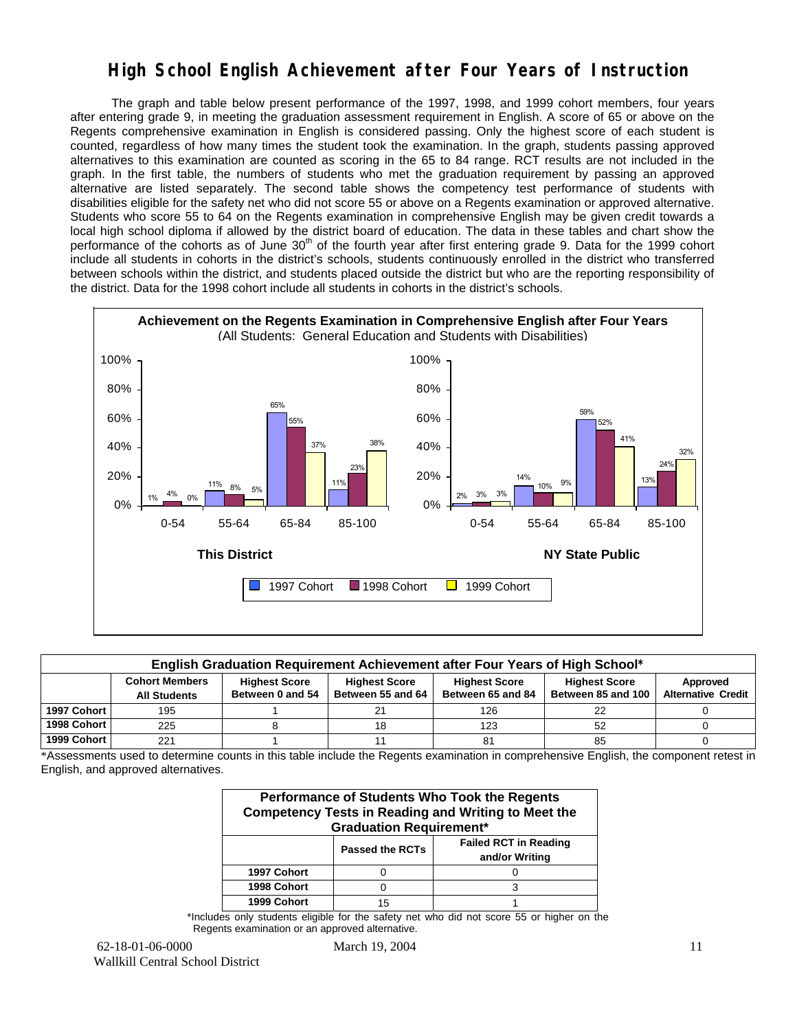# High School English Achievement after Four Years of Instruction

The graph and table below present performance of the 1997, 1998, and 1999 cohort members, four years after entering grade 9, in meeting the graduation assessment requirement in English. A score of 65 or above on the Regents comprehensive examination in English is considered passing. Only the highest score of each student is counted, regardless of how many times the student took the examination. In the graph, students passing approved alternatives to this examination are counted as scoring in the 65 to 84 range. RCT results are not included in the graph. In the first table, the numbers of students who met the graduation requirement by passing an approved alternative are listed separately. The second table shows the competency test performance of students with disabilities eligible for the safety net who did not score 55 or above on a Regents examination or approved alternative. Students who score 55 to 64 on the Regents examination in comprehensive English may be given credit towards a local high school diploma if allowed by the district board of education. The data in these tables and chart show the performance of the cohorts as of June 30th of the fourth year after first entering grade 9. Data for the 1999 cohort include all students in cohorts in the district's schools, students continuously enrolled in the district who transferred between schools within the district, and students placed outside the district but who are the reporting responsibility of the district. Data for the 1998 cohort include all students in cohorts in the district's schools.

**Achievement on the Regents Examination in Comprehensive English after Four Years**
(All Students: General Education and Students with Disabilities)

**This District**

| | 0-54 | 55-64 | 65-84 | 85-100 |
|---|---|---|---|---|
| 1997 Cohort | 1% | 11% | 65% | 11% |
| 1998 Cohort | 4% | 8% | 55% | 23% |
| 1999 Cohort | 0% | 5% | 37% | 38% |

**NY State Public**

| | 0-54 | 55-64 | 65-84 | 85-100 |
|---|---|---|---|---|
| 1997 Cohort | 2% | 14% | 59% | 13% |
| 1998 Cohort | 3% | 10% | 52% | 24% |
| 1999 Cohort | 3% | 9% | 41% | 32% |

**English Graduation Requirement Achievement after Four Years of High School***

| | Cohort Members All Students | Highest Score Between 0 and 54 | Highest Score Between 55 and 64 | Highest Score Between 65 and 84 | Highest Score Between 85 and 100 | Approved Alternative Credit |
|---|---|---|---|---|---|---|
| 1997 Cohort | 195 | 1 | 21 | 126 | 22 | 0 |
| 1998 Cohort | 225 | 8 | 18 | 123 | 52 | 0 |
| 1999 Cohort | 221 | 1 | 11 | 81 | 85 | 0 |

*Assessments used to determine counts in this table include the Regents examination in comprehensive English, the component retest in English, and approved alternatives.

**Performance of Students Who Took the Regents Competency Tests in Reading and Writing to Meet the Graduation Requirement***

| | Passed the RCTs | Failed RCT in Reading and/or Writing |
|---|---|---|
| 1997 Cohort | 0 | 0 |
| 1998 Cohort | 0 | 3 |
| 1999 Cohort | 15 | 1 |

*Includes only students eligible for the safety net who did not score 55 or higher on the Regents examination or an approved alternative.

62-18-01-06-0000 March 19, 2004
Wallkill Central School District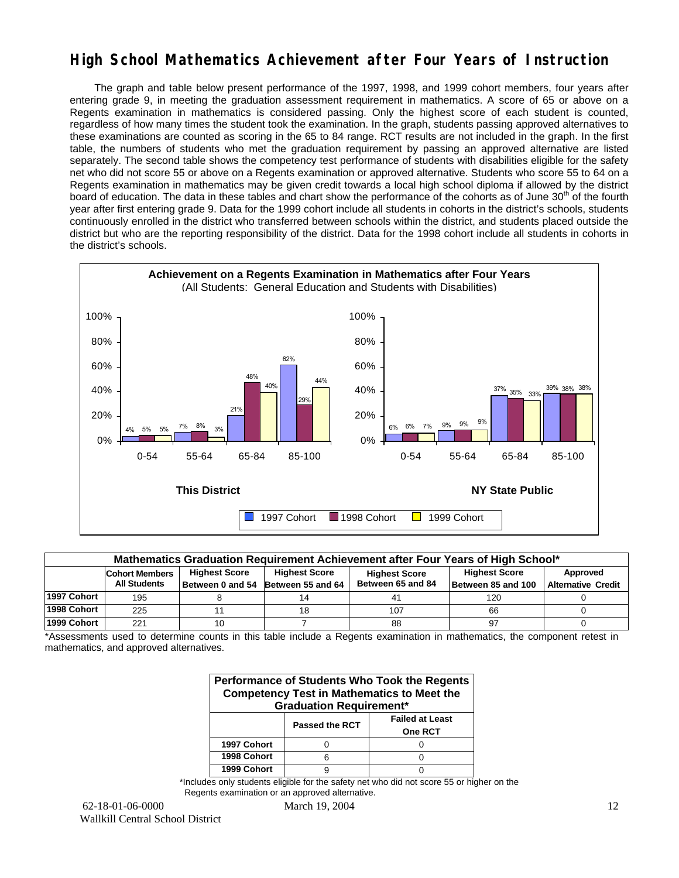# High School Mathematics Achievement after Four Years of Instruction

The graph and table below present performance of the 1997, 1998, and 1999 cohort members, four years after entering grade 9, in meeting the graduation assessment requirement in mathematics. A score of 65 or above on a Regents examination in mathematics is considered passing. Only the highest score of each student is counted, regardless of how many times the student took the examination. In the graph, students passing approved alternatives to these examinations are counted as scoring in the 65 to 84 range. RCT results are not included in the graph. In the first table, the numbers of students who met the graduation requirement by passing an approved alternative are listed separately. The second table shows the competency test performance of students with disabilities eligible for the safety net who did not score 55 or above on a Regents examination or approved alternative. Students who score 55 to 64 on a Regents examination in mathematics may be given credit towards a local high school diploma if allowed by the district board of education. The data in these tables and chart show the performance of the cohorts as of June 30th of the fourth year after first entering grade 9. Data for the 1999 cohort include all students in cohorts in the district's schools, students continuously enrolled in the district who transferred between schools within the district, and students placed outside the district but who are the reporting responsibility of the district. Data for the 1998 cohort include all students in cohorts in the district's schools.

**Achievement on a Regents Examination in Mathematics after Four Years**
(All Students: General Education and Students with Disabilities)

| This District | 0-54 | 55-64 | 65-84 | 85-100 |
|---|---|---|---|---|
| 1997 Cohort | 4% | 7% | 21% | 62% |
| 1998 Cohort | 5% | 8% | 48% | 29% |
| 1999 Cohort | 5% | 3% | 40% | 44% |

| NY State Public | 0-54 | 55-64 | 65-84 | 85-100 |
|---|---|---|---|---|
| 1997 Cohort | 6% | 9% | 37% | 39% |
| 1998 Cohort | 6% | 9% | 35% | 38% |
| 1999 Cohort | 7% | 9% | 33% | 38% |

**Mathematics Graduation Requirement Achievement after Four Years of High School***

| | Cohort Members All Students | Highest Score Between 0 and 54 | Highest Score Between 55 and 64 | Highest Score Between 65 and 84 | Highest Score Between 85 and 100 | Approved Alternative Credit |
|---|---|---|---|---|---|---|
| 1997 Cohort | 195 | 8 | 14 | 41 | 120 | 0 |
| 1998 Cohort | 225 | 11 | 18 | 107 | 66 | 0 |
| 1999 Cohort | 221 | 10 | 7 | 88 | 97 | 0 |

*Assessments used to determine counts in this table include a Regents examination in mathematics, the component retest in mathematics, and approved alternatives.

**Performance of Students Who Took the Regents Competency Test in Mathematics to Meet the Graduation Requirement***

| | Passed the RCT | Failed at Least One RCT |
|---|---|---|
| 1997 Cohort | 0 | 0 |
| 1998 Cohort | 6 | 0 |
| 1999 Cohort | 9 | 0 |

*Includes only students eligible for the safety net who did not score 55 or higher on the Regents examination or an approved alternative.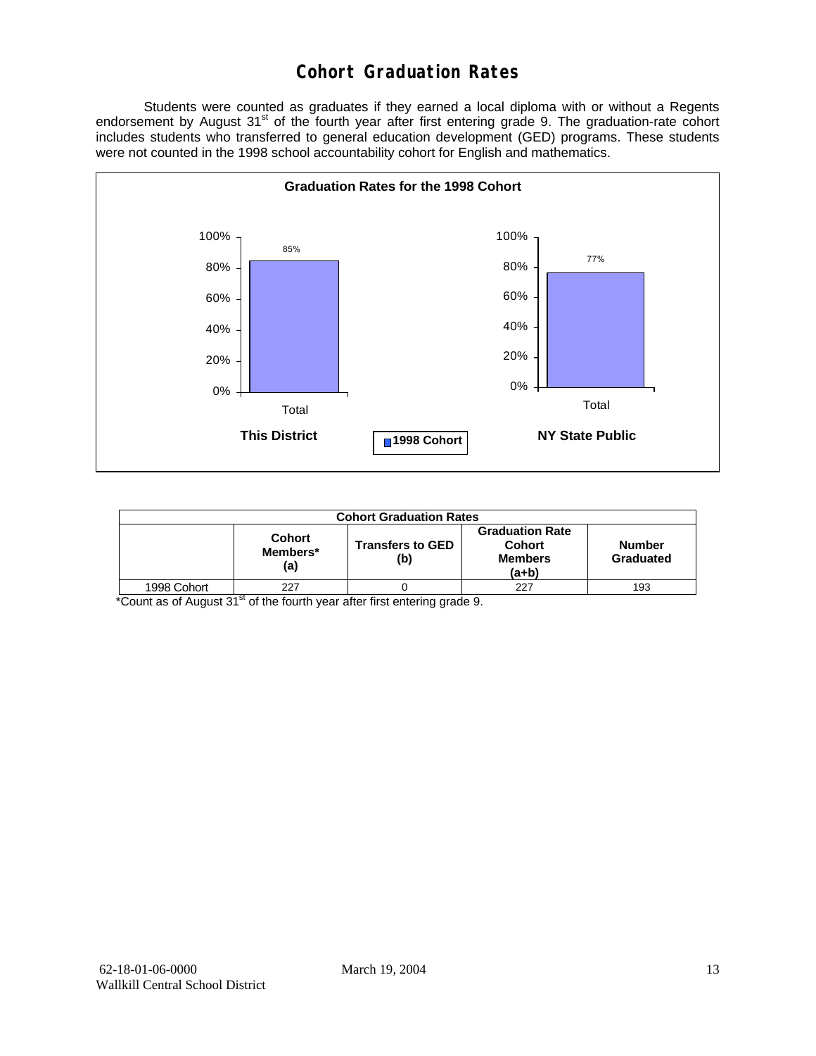# Cohort Graduation Rates

Students were counted as graduates if they earned a local diploma with or without a Regents endorsement by August 31st of the fourth year after first entering grade 9. The graduation-rate cohort includes students who transferred to general education development (GED) programs. These students were not counted in the 1998 school accountability cohort for English and mathematics.

**Graduation Rates for the 1998 Cohort**

| | This District | NY State Public |
|---|---|---|
| Total (1998 Cohort) | 85% | 77% |

| Cohort Graduation Rates | | | | |
|---|---|---|---|---|
| | **Cohort Members* (a)** | **Transfers to GED (b)** | **Graduation Rate Cohort Members (a+b)** | **Number Graduated** |
| 1998 Cohort | 227 | 0 | 227 | 193 |

*Count as of August 31st of the fourth year after first entering grade 9.

62-18-01-06-0000
Wallkill Central School District

March 19, 2004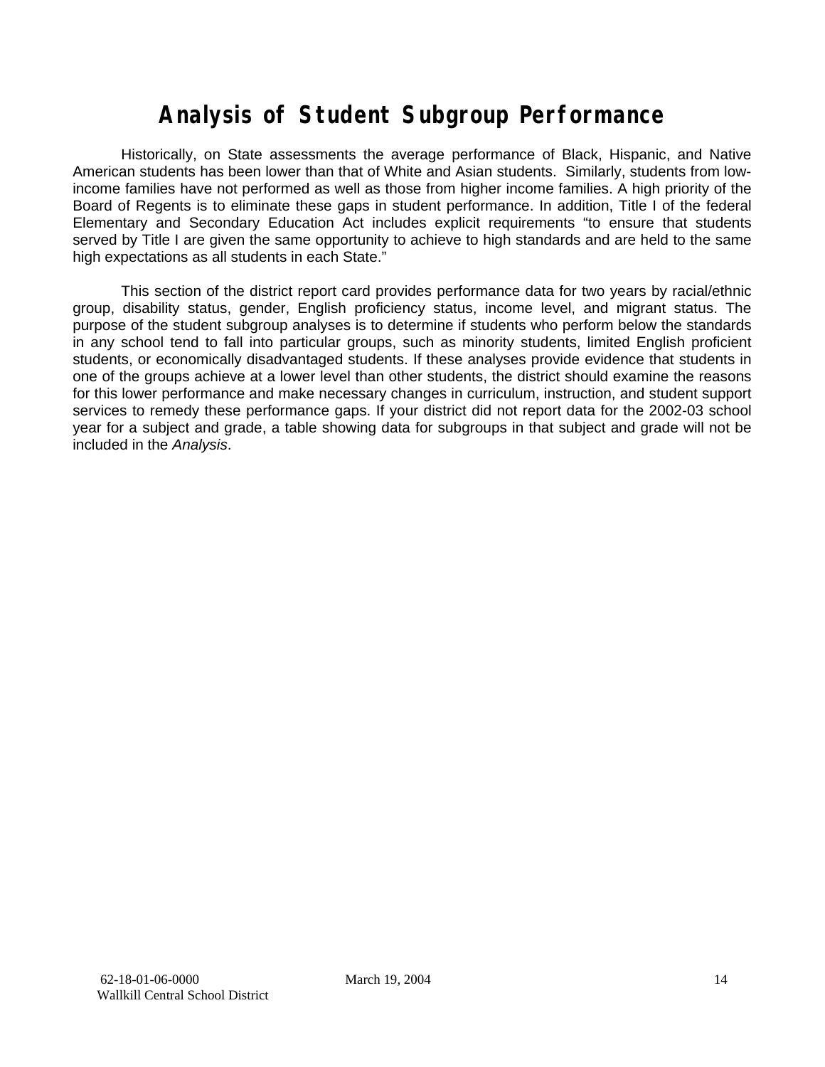# Analysis of Student Subgroup Performance

Historically, on State assessments the average performance of Black, Hispanic, and Native American students has been lower than that of White and Asian students. Similarly, students from low-income families have not performed as well as those from higher income families. A high priority of the Board of Regents is to eliminate these gaps in student performance. In addition, Title I of the federal Elementary and Secondary Education Act includes explicit requirements "to ensure that students served by Title I are given the same opportunity to achieve to high standards and are held to the same high expectations as all students in each State."

This section of the district report card provides performance data for two years by racial/ethnic group, disability status, gender, English proficiency status, income level, and migrant status. The purpose of the student subgroup analyses is to determine if students who perform below the standards in any school tend to fall into particular groups, such as minority students, limited English proficient students, or economically disadvantaged students. If these analyses provide evidence that students in one of the groups achieve at a lower level than other students, the district should examine the reasons for this lower performance and make necessary changes in curriculum, instruction, and student support services to remedy these performance gaps. If your district did not report data for the 2002-03 school year for a subject and grade, a table showing data for subgroups in that subject and grade will not be included in the *Analysis*.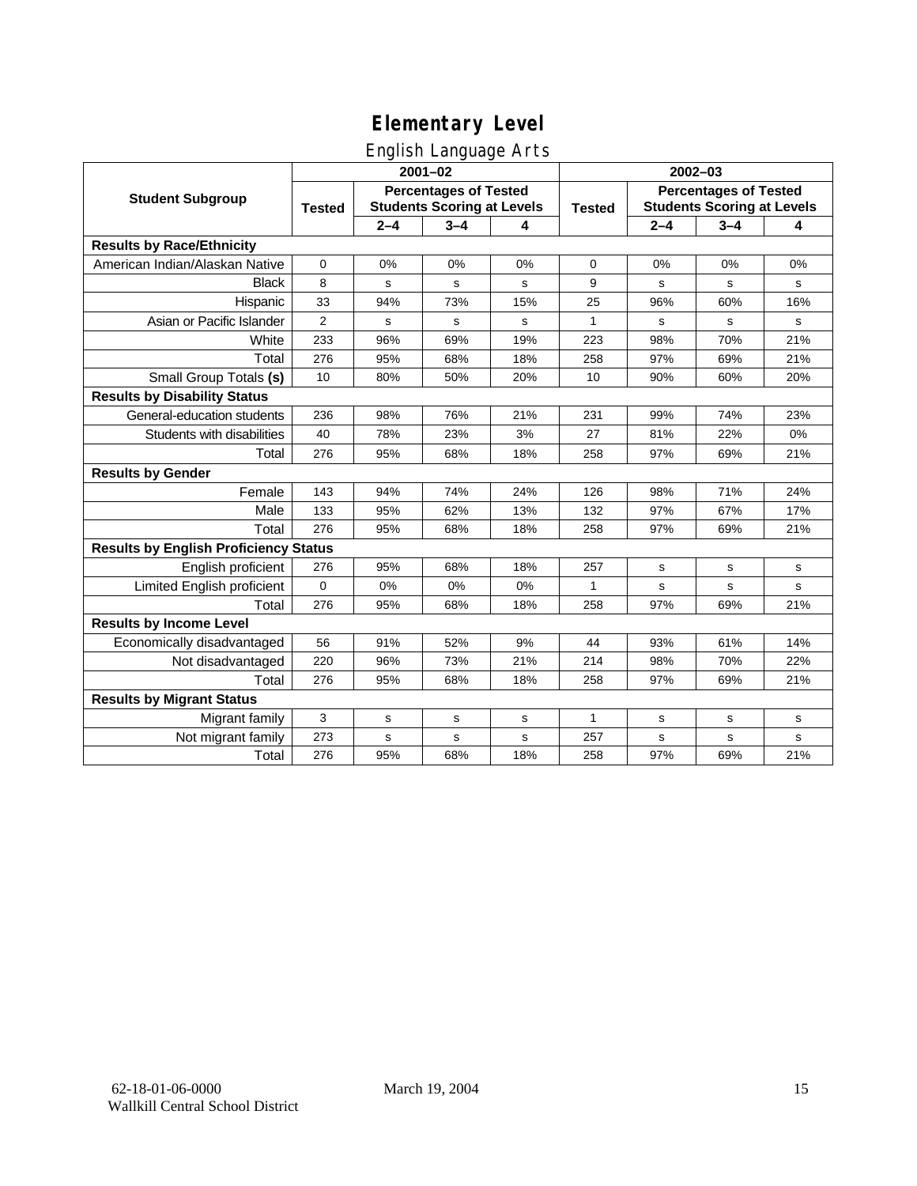# Elementary Level

## English Language Arts

| Student Subgroup | 2001–02 | | | | 2002–03 | | | |
|---|---|---|---|---|---|---|---|---|
| | Tested | Percentages of Tested Students Scoring at Levels | | | Tested | Percentages of Tested Students Scoring at Levels | | |
| | | 2–4 | 3–4 | 4 | | 2–4 | 3–4 | 4 |
| **Results by Race/Ethnicity** | | | | | | | | |
| American Indian/Alaskan Native | 0 | 0% | 0% | 0% | 0 | 0% | 0% | 0% |
| Black | 8 | s | s | s | 9 | s | s | s |
| Hispanic | 33 | 94% | 73% | 15% | 25 | 96% | 60% | 16% |
| Asian or Pacific Islander | 2 | s | s | s | 1 | s | s | s |
| White | 233 | 96% | 69% | 19% | 223 | 98% | 70% | 21% |
| Total | 276 | 95% | 68% | 18% | 258 | 97% | 69% | 21% |
| Small Group Totals **(s)** | 10 | 80% | 50% | 20% | 10 | 90% | 60% | 20% |
| **Results by Disability Status** | | | | | | | | |
| General-education students | 236 | 98% | 76% | 21% | 231 | 99% | 74% | 23% |
| Students with disabilities | 40 | 78% | 23% | 3% | 27 | 81% | 22% | 0% |
| Total | 276 | 95% | 68% | 18% | 258 | 97% | 69% | 21% |
| **Results by Gender** | | | | | | | | |
| Female | 143 | 94% | 74% | 24% | 126 | 98% | 71% | 24% |
| Male | 133 | 95% | 62% | 13% | 132 | 97% | 67% | 17% |
| Total | 276 | 95% | 68% | 18% | 258 | 97% | 69% | 21% |
| **Results by English Proficiency Status** | | | | | | | | |
| English proficient | 276 | 95% | 68% | 18% | 257 | s | s | s |
| Limited English proficient | 0 | 0% | 0% | 0% | 1 | s | s | s |
| Total | 276 | 95% | 68% | 18% | 258 | 97% | 69% | 21% |
| **Results by Income Level** | | | | | | | | |
| Economically disadvantaged | 56 | 91% | 52% | 9% | 44 | 93% | 61% | 14% |
| Not disadvantaged | 220 | 96% | 73% | 21% | 214 | 98% | 70% | 22% |
| Total | 276 | 95% | 68% | 18% | 258 | 97% | 69% | 21% |
| **Results by Migrant Status** | | | | | | | | |
| Migrant family | 3 | s | s | s | 1 | s | s | s |
| Not migrant family | 273 | s | s | s | 257 | s | s | s |
| Total | 276 | 95% | 68% | 18% | 258 | 97% | 69% | 21% |

62-18-01-06-0000
Wallkill Central School District

March 19, 2004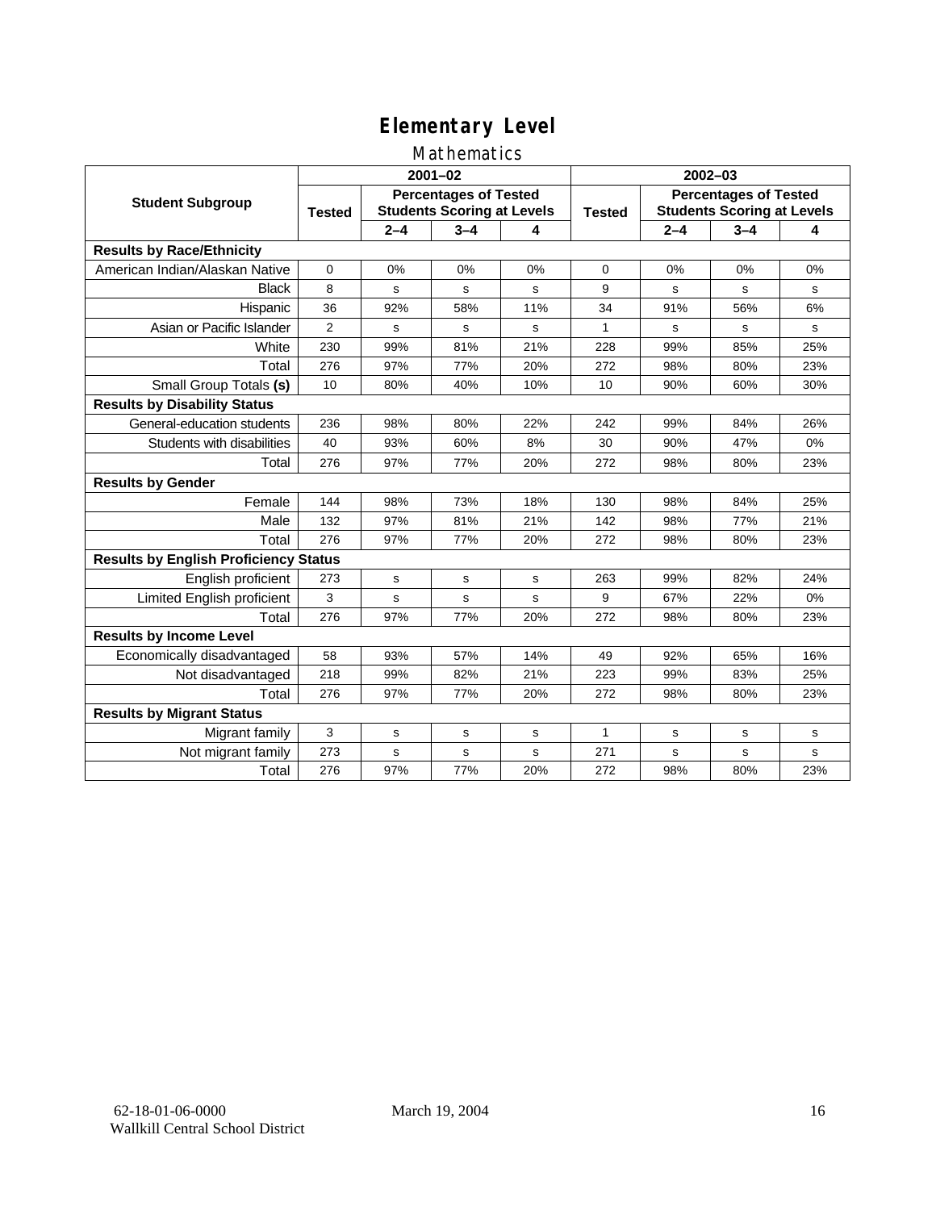# Elementary Level

## Mathematics

| Student Subgroup | 2001–02 | | | | 2002–03 | | | |
|---|---|---|---|---|---|---|---|---|
| | Tested | Percentages of Tested Students Scoring at Levels | | | Tested | Percentages of Tested Students Scoring at Levels | | |
| | | 2–4 | 3–4 | 4 | | 2–4 | 3–4 | 4 |
| **Results by Race/Ethnicity** | | | | | | | | |
| American Indian/Alaskan Native | 0 | 0% | 0% | 0% | 0 | 0% | 0% | 0% |
| Black | 8 | s | s | s | 9 | s | s | s |
| Hispanic | 36 | 92% | 58% | 11% | 34 | 91% | 56% | 6% |
| Asian or Pacific Islander | 2 | s | s | s | 1 | s | s | s |
| White | 230 | 99% | 81% | 21% | 228 | 99% | 85% | 25% |
| Total | 276 | 97% | 77% | 20% | 272 | 98% | 80% | 23% |
| Small Group Totals **(s)** | 10 | 80% | 40% | 10% | 10 | 90% | 60% | 30% |
| **Results by Disability Status** | | | | | | | | |
| General-education students | 236 | 98% | 80% | 22% | 242 | 99% | 84% | 26% |
| Students with disabilities | 40 | 93% | 60% | 8% | 30 | 90% | 47% | 0% |
| Total | 276 | 97% | 77% | 20% | 272 | 98% | 80% | 23% |
| **Results by Gender** | | | | | | | | |
| Female | 144 | 98% | 73% | 18% | 130 | 98% | 84% | 25% |
| Male | 132 | 97% | 81% | 21% | 142 | 98% | 77% | 21% |
| Total | 276 | 97% | 77% | 20% | 272 | 98% | 80% | 23% |
| **Results by English Proficiency Status** | | | | | | | | |
| English proficient | 273 | s | s | s | 263 | 99% | 82% | 24% |
| Limited English proficient | 3 | s | s | s | 9 | 67% | 22% | 0% |
| Total | 276 | 97% | 77% | 20% | 272 | 98% | 80% | 23% |
| **Results by Income Level** | | | | | | | | |
| Economically disadvantaged | 58 | 93% | 57% | 14% | 49 | 92% | 65% | 16% |
| Not disadvantaged | 218 | 99% | 82% | 21% | 223 | 99% | 83% | 25% |
| Total | 276 | 97% | 77% | 20% | 272 | 98% | 80% | 23% |
| **Results by Migrant Status** | | | | | | | | |
| Migrant family | 3 | s | s | s | 1 | s | s | s |
| Not migrant family | 273 | s | s | s | 271 | s | s | s |
| Total | 276 | 97% | 77% | 20% | 272 | 98% | 80% | 23% |

62-18-01-06-0000
Wallkill Central School District

March 19, 2004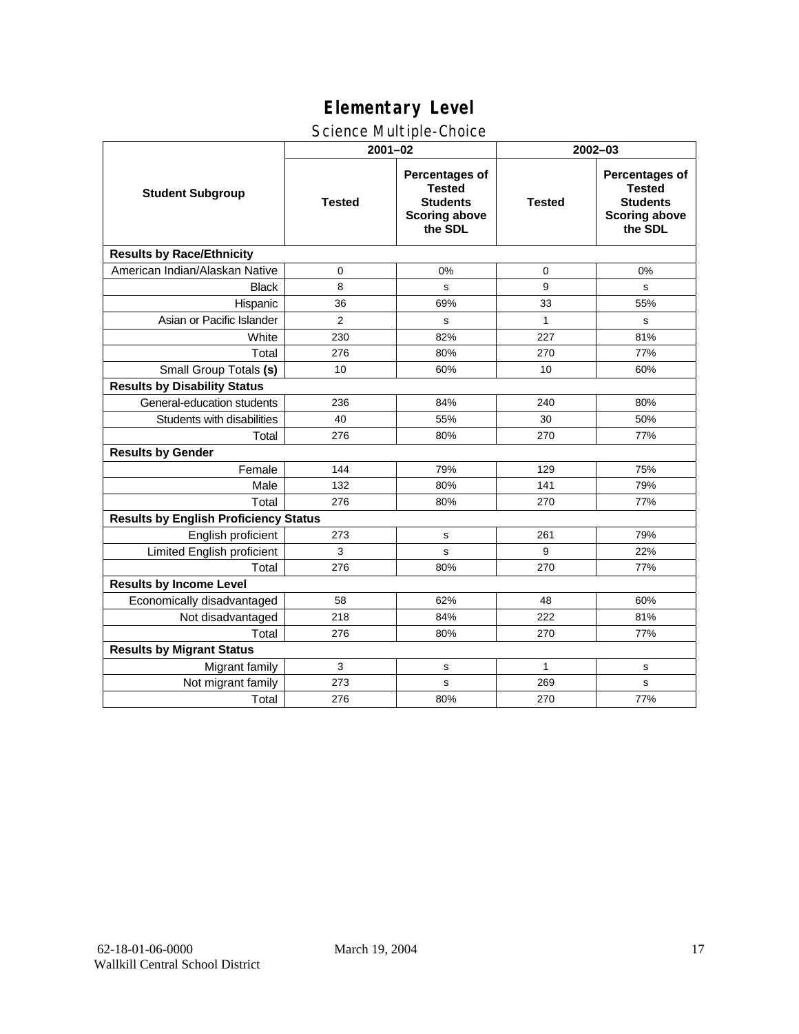# Elementary Level

## Science Multiple-Choice

| Student Subgroup | 2001–02 | | 2002–03 | |
|---|---|---|---|---|
| | Tested | Percentages of Tested Students Scoring above the SDL | Tested | Percentages of Tested Students Scoring above the SDL |
| **Results by Race/Ethnicity** | | | | |
| American Indian/Alaskan Native | 0 | 0% | 0 | 0% |
| Black | 8 | s | 9 | s |
| Hispanic | 36 | 69% | 33 | 55% |
| Asian or Pacific Islander | 2 | s | 1 | s |
| White | 230 | 82% | 227 | 81% |
| Total | 276 | 80% | 270 | 77% |
| Small Group Totals **(s)** | 10 | 60% | 10 | 60% |
| **Results by Disability Status** | | | | |
| General-education students | 236 | 84% | 240 | 80% |
| Students with disabilities | 40 | 55% | 30 | 50% |
| Total | 276 | 80% | 270 | 77% |
| **Results by Gender** | | | | |
| Female | 144 | 79% | 129 | 75% |
| Male | 132 | 80% | 141 | 79% |
| Total | 276 | 80% | 270 | 77% |
| **Results by English Proficiency Status** | | | | |
| English proficient | 273 | s | 261 | 79% |
| Limited English proficient | 3 | s | 9 | 22% |
| Total | 276 | 80% | 270 | 77% |
| **Results by Income Level** | | | | |
| Economically disadvantaged | 58 | 62% | 48 | 60% |
| Not disadvantaged | 218 | 84% | 222 | 81% |
| Total | 276 | 80% | 270 | 77% |
| **Results by Migrant Status** | | | | |
| Migrant family | 3 | s | 1 | s |
| Not migrant family | 273 | s | 269 | s |
| Total | 276 | 80% | 270 | 77% |

62-18-01-06-0000 Wallkill Central School District — March 19, 2004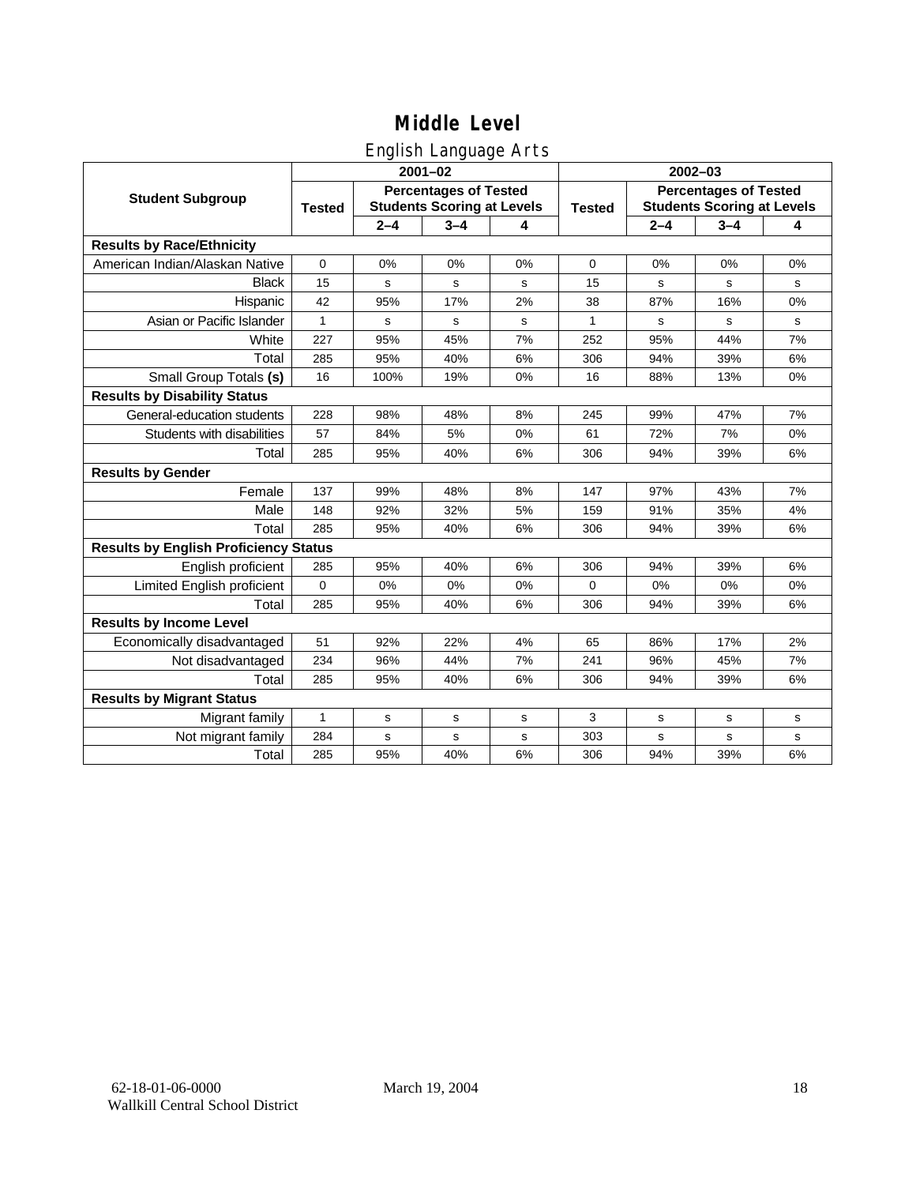# Middle Level

## English Language Arts

| Student Subgroup | 2001–02 | | | | 2002–03 | | | |
|---|---|---|---|---|---|---|---|---|
| | Tested | Percentages of Tested Students Scoring at Levels | | | Tested | Percentages of Tested Students Scoring at Levels | | |
| | | 2–4 | 3–4 | 4 | | 2–4 | 3–4 | 4 |
| **Results by Race/Ethnicity** | | | | | | | | |
| American Indian/Alaskan Native | 0 | 0% | 0% | 0% | 0 | 0% | 0% | 0% |
| Black | 15 | s | s | s | 15 | s | s | s |
| Hispanic | 42 | 95% | 17% | 2% | 38 | 87% | 16% | 0% |
| Asian or Pacific Islander | 1 | s | s | s | 1 | s | s | s |
| White | 227 | 95% | 45% | 7% | 252 | 95% | 44% | 7% |
| Total | 285 | 95% | 40% | 6% | 306 | 94% | 39% | 6% |
| Small Group Totals **(s)** | 16 | 100% | 19% | 0% | 16 | 88% | 13% | 0% |
| **Results by Disability Status** | | | | | | | | |
| General-education students | 228 | 98% | 48% | 8% | 245 | 99% | 47% | 7% |
| Students with disabilities | 57 | 84% | 5% | 0% | 61 | 72% | 7% | 0% |
| Total | 285 | 95% | 40% | 6% | 306 | 94% | 39% | 6% |
| **Results by Gender** | | | | | | | | |
| Female | 137 | 99% | 48% | 8% | 147 | 97% | 43% | 7% |
| Male | 148 | 92% | 32% | 5% | 159 | 91% | 35% | 4% |
| Total | 285 | 95% | 40% | 6% | 306 | 94% | 39% | 6% |
| **Results by English Proficiency Status** | | | | | | | | |
| English proficient | 285 | 95% | 40% | 6% | 306 | 94% | 39% | 6% |
| Limited English proficient | 0 | 0% | 0% | 0% | 0 | 0% | 0% | 0% |
| Total | 285 | 95% | 40% | 6% | 306 | 94% | 39% | 6% |
| **Results by Income Level** | | | | | | | | |
| Economically disadvantaged | 51 | 92% | 22% | 4% | 65 | 86% | 17% | 2% |
| Not disadvantaged | 234 | 96% | 44% | 7% | 241 | 96% | 45% | 7% |
| Total | 285 | 95% | 40% | 6% | 306 | 94% | 39% | 6% |
| **Results by Migrant Status** | | | | | | | | |
| Migrant family | 1 | s | s | s | 3 | s | s | s |
| Not migrant family | 284 | s | s | s | 303 | s | s | s |
| Total | 285 | 95% | 40% | 6% | 306 | 94% | 39% | 6% |

62-18-01-06-0000
Wallkill Central School District

March 19, 2004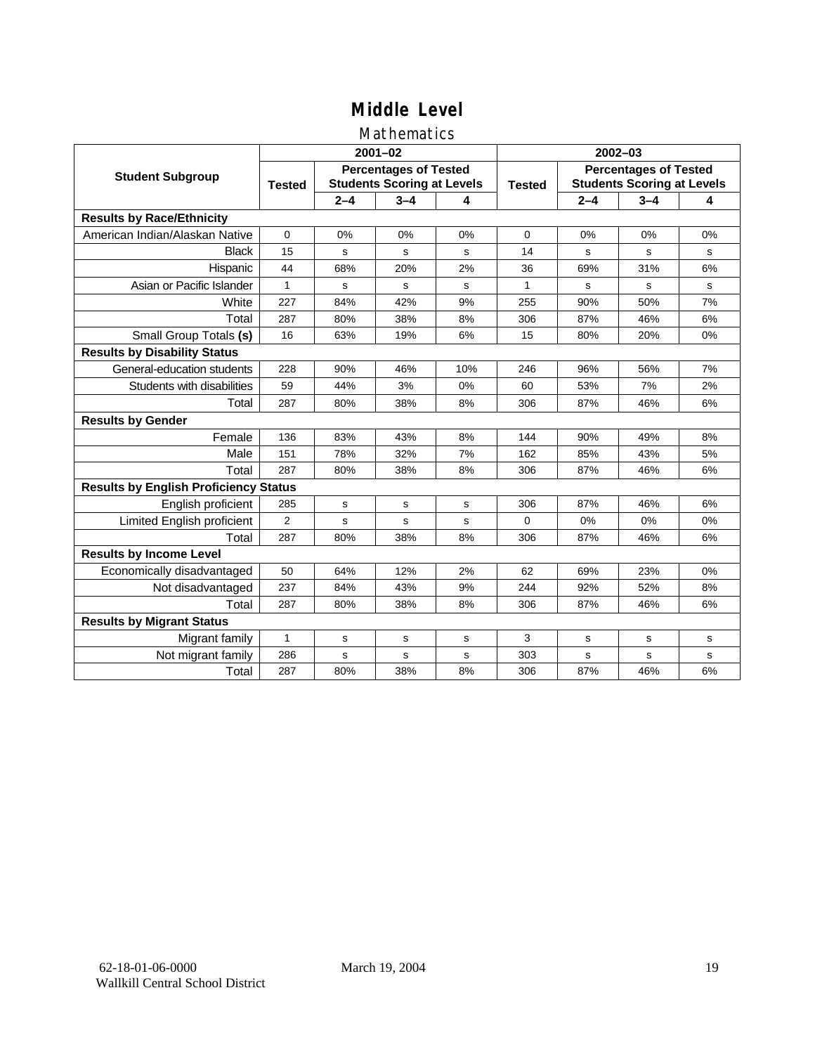# Middle Level

## Mathematics

| Student Subgroup | 2001–02 | | | | 2002–03 | | | |
|---|---|---|---|---|---|---|---|---|
| | Tested | Percentages of Tested Students Scoring at Levels | | | Tested | Percentages of Tested Students Scoring at Levels | | |
| | | 2–4 | 3–4 | 4 | | 2–4 | 3–4 | 4 |
| **Results by Race/Ethnicity** | | | | | | | | |
| American Indian/Alaskan Native | 0 | 0% | 0% | 0% | 0 | 0% | 0% | 0% |
| Black | 15 | s | s | s | 14 | s | s | s |
| Hispanic | 44 | 68% | 20% | 2% | 36 | 69% | 31% | 6% |
| Asian or Pacific Islander | 1 | s | s | s | 1 | s | s | s |
| White | 227 | 84% | 42% | 9% | 255 | 90% | 50% | 7% |
| Total | 287 | 80% | 38% | 8% | 306 | 87% | 46% | 6% |
| Small Group Totals **(s)** | 16 | 63% | 19% | 6% | 15 | 80% | 20% | 0% |
| **Results by Disability Status** | | | | | | | | |
| General-education students | 228 | 90% | 46% | 10% | 246 | 96% | 56% | 7% |
| Students with disabilities | 59 | 44% | 3% | 0% | 60 | 53% | 7% | 2% |
| Total | 287 | 80% | 38% | 8% | 306 | 87% | 46% | 6% |
| **Results by Gender** | | | | | | | | |
| Female | 136 | 83% | 43% | 8% | 144 | 90% | 49% | 8% |
| Male | 151 | 78% | 32% | 7% | 162 | 85% | 43% | 5% |
| Total | 287 | 80% | 38% | 8% | 306 | 87% | 46% | 6% |
| **Results by English Proficiency Status** | | | | | | | | |
| English proficient | 285 | s | s | s | 306 | 87% | 46% | 6% |
| Limited English proficient | 2 | s | s | s | 0 | 0% | 0% | 0% |
| Total | 287 | 80% | 38% | 8% | 306 | 87% | 46% | 6% |
| **Results by Income Level** | | | | | | | | |
| Economically disadvantaged | 50 | 64% | 12% | 2% | 62 | 69% | 23% | 0% |
| Not disadvantaged | 237 | 84% | 43% | 9% | 244 | 92% | 52% | 8% |
| Total | 287 | 80% | 38% | 8% | 306 | 87% | 46% | 6% |
| **Results by Migrant Status** | | | | | | | | |
| Migrant family | 1 | s | s | s | 3 | s | s | s |
| Not migrant family | 286 | s | s | s | 303 | s | s | s |
| Total | 287 | 80% | 38% | 8% | 306 | 87% | 46% | 6% |

62-18-01-06-0000
Wallkill Central School District

March 19, 2004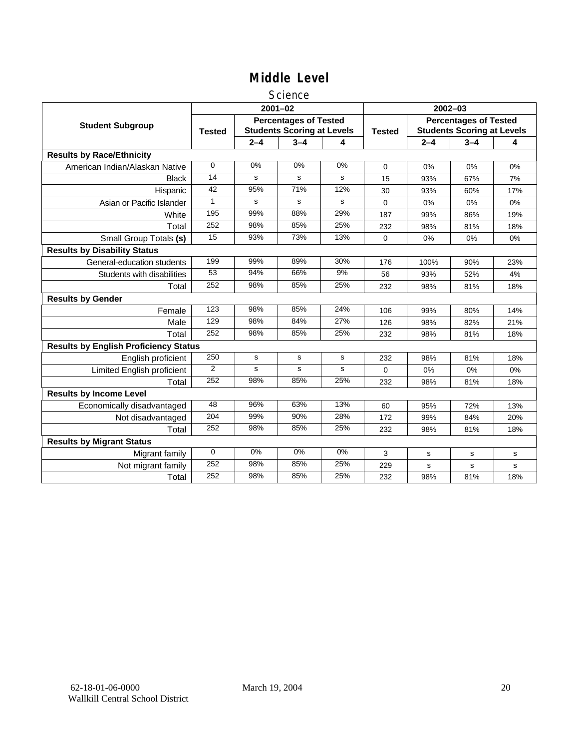# Middle Level

## Science

| Student Subgroup | 2001–02 | | | | 2002–03 | | | |
|---|---|---|---|---|---|---|---|---|
| | Tested | Percentages of Tested Students Scoring at Levels | | | Tested | Percentages of Tested Students Scoring at Levels | | |
| | | 2–4 | 3–4 | 4 | | 2–4 | 3–4 | 4 |
| **Results by Race/Ethnicity** | | | | | | | | |
| American Indian/Alaskan Native | 0 | 0% | 0% | 0% | 0 | 0% | 0% | 0% |
| Black | 14 | s | s | s | 15 | 93% | 67% | 7% |
| Hispanic | 42 | 95% | 71% | 12% | 30 | 93% | 60% | 17% |
| Asian or Pacific Islander | 1 | s | s | s | 0 | 0% | 0% | 0% |
| White | 195 | 99% | 88% | 29% | 187 | 99% | 86% | 19% |
| Total | 252 | 98% | 85% | 25% | 232 | 98% | 81% | 18% |
| Small Group Totals **(s)** | 15 | 93% | 73% | 13% | 0 | 0% | 0% | 0% |
| **Results by Disability Status** | | | | | | | | |
| General-education students | 199 | 99% | 89% | 30% | 176 | 100% | 90% | 23% |
| Students with disabilities | 53 | 94% | 66% | 9% | 56 | 93% | 52% | 4% |
| Total | 252 | 98% | 85% | 25% | 232 | 98% | 81% | 18% |
| **Results by Gender** | | | | | | | | |
| Female | 123 | 98% | 85% | 24% | 106 | 99% | 80% | 14% |
| Male | 129 | 98% | 84% | 27% | 126 | 98% | 82% | 21% |
| Total | 252 | 98% | 85% | 25% | 232 | 98% | 81% | 18% |
| **Results by English Proficiency Status** | | | | | | | | |
| English proficient | 250 | s | s | s | 232 | 98% | 81% | 18% |
| Limited English proficient | 2 | s | s | s | 0 | 0% | 0% | 0% |
| Total | 252 | 98% | 85% | 25% | 232 | 98% | 81% | 18% |
| **Results by Income Level** | | | | | | | | |
| Economically disadvantaged | 48 | 96% | 63% | 13% | 60 | 95% | 72% | 13% |
| Not disadvantaged | 204 | 99% | 90% | 28% | 172 | 99% | 84% | 20% |
| Total | 252 | 98% | 85% | 25% | 232 | 98% | 81% | 18% |
| **Results by Migrant Status** | | | | | | | | |
| Migrant family | 0 | 0% | 0% | 0% | 3 | s | s | s |
| Not migrant family | 252 | 98% | 85% | 25% | 229 | s | s | s |
| Total | 252 | 98% | 85% | 25% | 232 | 98% | 81% | 18% |

62-18-01-06-0000 March 19, 2004
Wallkill Central School District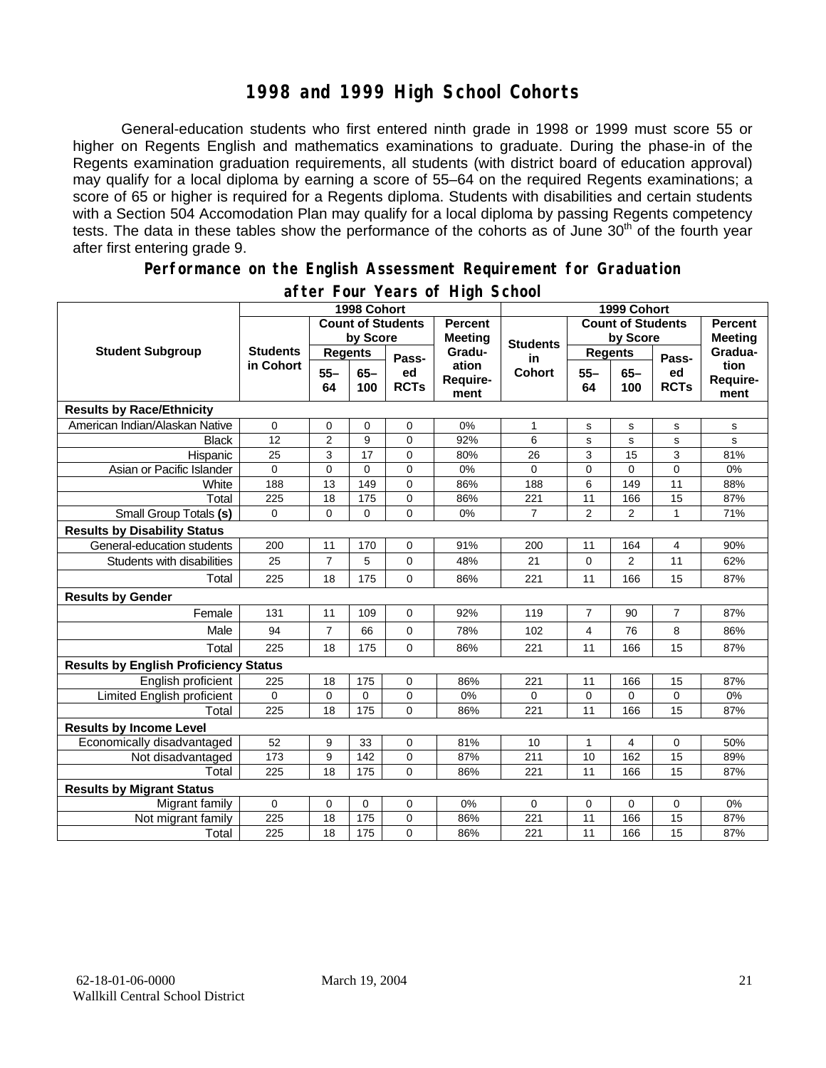# 1998 and 1999 High School Cohorts

General-education students who first entered ninth grade in 1998 or 1999 must score 55 or higher on Regents English and mathematics examinations to graduate. During the phase-in of the Regents examination graduation requirements, all students (with district board of education approval) may qualify for a local diploma by earning a score of 55–64 on the required Regents examinations; a score of 65 or higher is required for a Regents diploma. Students with disabilities and certain students with a Section 504 Accomodation Plan may qualify for a local diploma by passing Regents competency tests. The data in these tables show the performance of the cohorts as of June 30th of the fourth year after first entering grade 9.

## Performance on the English Assessment Requirement for Graduation after Four Years of High School

| Student Subgroup | 1998 Cohort | | | | | 1999 Cohort | | | | |
|---|---|---|---|---|---|---|---|---|---|---|
| | Students in Cohort | Count of Students by Score | | | Percent Meeting Graduation Requirement | Students in Cohort | Count of Students by Score | | | Percent Meeting Graduation Requirement |
| | | Regents 55–64 | Regents 65–100 | Passed RCTs | | | Regents 55–64 | Regents 65–100 | Passed RCTs | |
| **Results by Race/Ethnicity** | | | | | | | | | | |
| American Indian/Alaskan Native | 0 | 0 | 0 | 0 | 0% | 1 | s | s | s | s |
| Black | 12 | 2 | 9 | 0 | 92% | 6 | s | s | s | s |
| Hispanic | 25 | 3 | 17 | 0 | 80% | 26 | 3 | 15 | 3 | 81% |
| Asian or Pacific Islander | 0 | 0 | 0 | 0 | 0% | 0 | 0 | 0 | 0 | 0% |
| White | 188 | 13 | 149 | 0 | 86% | 188 | 6 | 149 | 11 | 88% |
| Total | 225 | 18 | 175 | 0 | 86% | 221 | 11 | 166 | 15 | 87% |
| Small Group Totals **(s)** | 0 | 0 | 0 | 0 | 0% | 7 | 2 | 2 | 1 | 71% |
| **Results by Disability Status** | | | | | | | | | | |
| General-education students | 200 | 11 | 170 | 0 | 91% | 200 | 11 | 164 | 4 | 90% |
| Students with disabilities | 25 | 7 | 5 | 0 | 48% | 21 | 0 | 2 | 11 | 62% |
| Total | 225 | 18 | 175 | 0 | 86% | 221 | 11 | 166 | 15 | 87% |
| **Results by Gender** | | | | | | | | | | |
| Female | 131 | 11 | 109 | 0 | 92% | 119 | 7 | 90 | 7 | 87% |
| Male | 94 | 7 | 66 | 0 | 78% | 102 | 4 | 76 | 8 | 86% |
| Total | 225 | 18 | 175 | 0 | 86% | 221 | 11 | 166 | 15 | 87% |
| **Results by English Proficiency Status** | | | | | | | | | | |
| English proficient | 225 | 18 | 175 | 0 | 86% | 221 | 11 | 166 | 15 | 87% |
| Limited English proficient | 0 | 0 | 0 | 0 | 0% | 0 | 0 | 0 | 0 | 0% |
| Total | 225 | 18 | 175 | 0 | 86% | 221 | 11 | 166 | 15 | 87% |
| **Results by Income Level** | | | | | | | | | | |
| Economically disadvantaged | 52 | 9 | 33 | 0 | 81% | 10 | 1 | 4 | 0 | 50% |
| Not disadvantaged | 173 | 9 | 142 | 0 | 87% | 211 | 10 | 162 | 15 | 89% |
| Total | 225 | 18 | 175 | 0 | 86% | 221 | 11 | 166 | 15 | 87% |
| **Results by Migrant Status** | | | | | | | | | | |
| Migrant family | 0 | 0 | 0 | 0 | 0% | 0 | 0 | 0 | 0 | 0% |
| Not migrant family | 225 | 18 | 175 | 0 | 86% | 221 | 11 | 166 | 15 | 87% |
| Total | 225 | 18 | 175 | 0 | 86% | 221 | 11 | 166 | 15 | 87% |

62-18-01-06-0000 March 19, 2004
Wallkill Central School District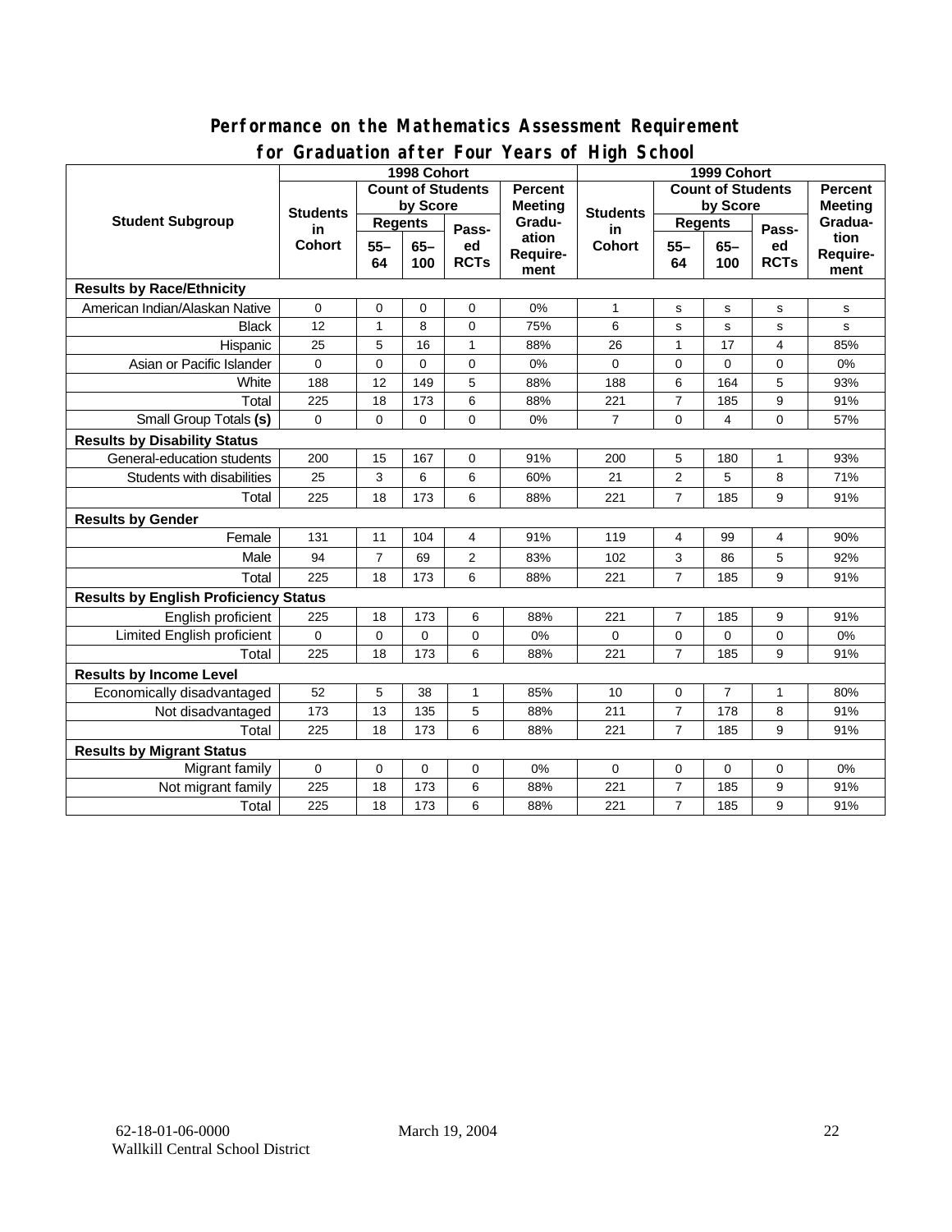# Performance on the Mathematics Assessment Requirement for Graduation after Four Years of High School

| Student Subgroup | 1998 Cohort | | | | | 1999 Cohort | | | | |
|---|---|---|---|---|---|---|---|---|---|---|
| | Students in Cohort | Count of Students by Score | | | Percent Meeting Graduation Requirement | Students in Cohort | Count of Students by Score | | | Percent Meeting Graduation Requirement |
| | | Regents | | Passed RCTs | | | Regents | | Passed RCTs | |
| | | 55–64 | 65–100 | | | | 55–64 | 65–100 | | |
| **Results by Race/Ethnicity** | | | | | | | | | | |
| American Indian/Alaskan Native | 0 | 0 | 0 | 0 | 0% | 1 | s | s | s | s |
| Black | 12 | 1 | 8 | 0 | 75% | 6 | s | s | s | s |
| Hispanic | 25 | 5 | 16 | 1 | 88% | 26 | 1 | 17 | 4 | 85% |
| Asian or Pacific Islander | 0 | 0 | 0 | 0 | 0% | 0 | 0 | 0 | 0 | 0% |
| White | 188 | 12 | 149 | 5 | 88% | 188 | 6 | 164 | 5 | 93% |
| Total | 225 | 18 | 173 | 6 | 88% | 221 | 7 | 185 | 9 | 91% |
| Small Group Totals **(s)** | 0 | 0 | 0 | 0 | 0% | 7 | 0 | 4 | 0 | 57% |
| **Results by Disability Status** | | | | | | | | | | |
| General-education students | 200 | 15 | 167 | 0 | 91% | 200 | 5 | 180 | 1 | 93% |
| Students with disabilities | 25 | 3 | 6 | 6 | 60% | 21 | 2 | 5 | 8 | 71% |
| Total | 225 | 18 | 173 | 6 | 88% | 221 | 7 | 185 | 9 | 91% |
| **Results by Gender** | | | | | | | | | | |
| Female | 131 | 11 | 104 | 4 | 91% | 119 | 4 | 99 | 4 | 90% |
| Male | 94 | 7 | 69 | 2 | 83% | 102 | 3 | 86 | 5 | 92% |
| Total | 225 | 18 | 173 | 6 | 88% | 221 | 7 | 185 | 9 | 91% |
| **Results by English Proficiency Status** | | | | | | | | | | |
| English proficient | 225 | 18 | 173 | 6 | 88% | 221 | 7 | 185 | 9 | 91% |
| Limited English proficient | 0 | 0 | 0 | 0 | 0% | 0 | 0 | 0 | 0 | 0% |
| Total | 225 | 18 | 173 | 6 | 88% | 221 | 7 | 185 | 9 | 91% |
| **Results by Income Level** | | | | | | | | | | |
| Economically disadvantaged | 52 | 5 | 38 | 1 | 85% | 10 | 0 | 7 | 1 | 80% |
| Not disadvantaged | 173 | 13 | 135 | 5 | 88% | 211 | 7 | 178 | 8 | 91% |
| Total | 225 | 18 | 173 | 6 | 88% | 221 | 7 | 185 | 9 | 91% |
| **Results by Migrant Status** | | | | | | | | | | |
| Migrant family | 0 | 0 | 0 | 0 | 0% | 0 | 0 | 0 | 0 | 0% |
| Not migrant family | 225 | 18 | 173 | 6 | 88% | 221 | 7 | 185 | 9 | 91% |
| Total | 225 | 18 | 173 | 6 | 88% | 221 | 7 | 185 | 9 | 91% |

62-18-01-06-0000 March 19, 2004
Wallkill Central School District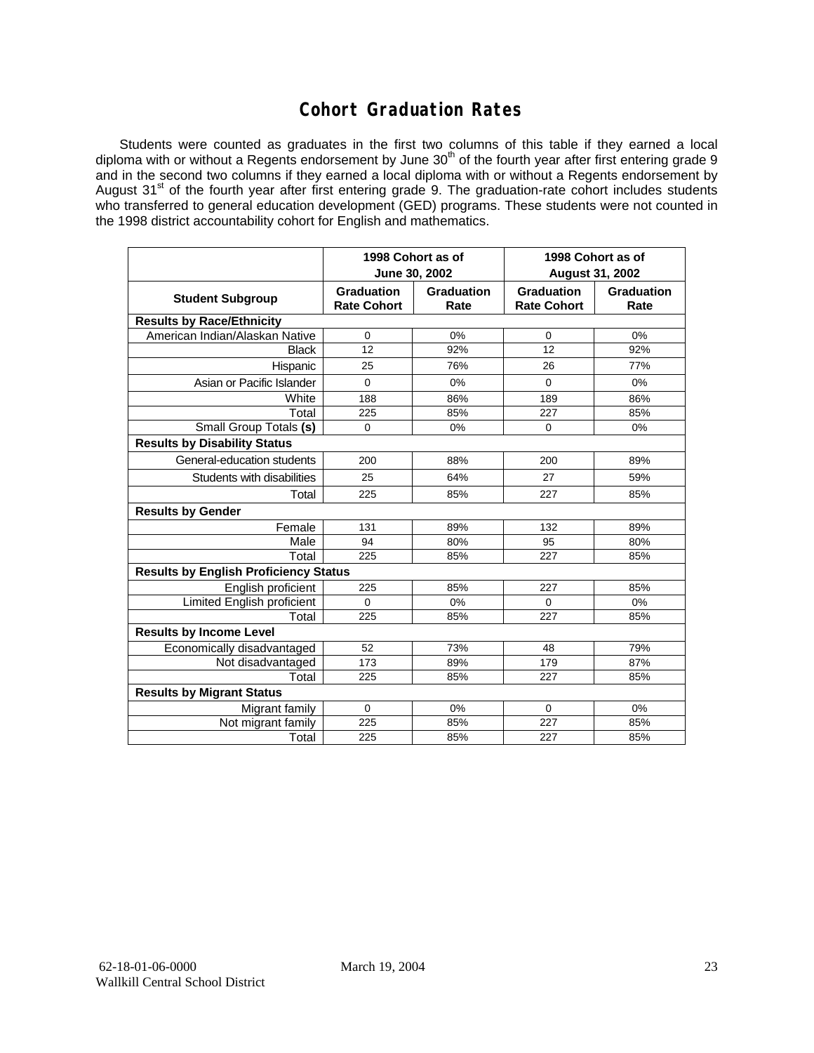# Cohort Graduation Rates

Students were counted as graduates in the first two columns of this table if they earned a local diploma with or without a Regents endorsement by June 30th of the fourth year after first entering grade 9 and in the second two columns if they earned a local diploma with or without a Regents endorsement by August 31st of the fourth year after first entering grade 9. The graduation-rate cohort includes students who transferred to general education development (GED) programs. These students were not counted in the 1998 district accountability cohort for English and mathematics.

| | 1998 Cohort as of June 30, 2002 | | 1998 Cohort as of August 31, 2002 | |
|---|---|---|---|---|
| **Student Subgroup** | **Graduation Rate Cohort** | **Graduation Rate** | **Graduation Rate Cohort** | **Graduation Rate** |
| **Results by Race/Ethnicity** | | | | |
| American Indian/Alaskan Native | 0 | 0% | 0 | 0% |
| Black | 12 | 92% | 12 | 92% |
| Hispanic | 25 | 76% | 26 | 77% |
| Asian or Pacific Islander | 0 | 0% | 0 | 0% |
| White | 188 | 86% | 189 | 86% |
| Total | 225 | 85% | 227 | 85% |
| Small Group Totals **(s)** | 0 | 0% | 0 | 0% |
| **Results by Disability Status** | | | | |
| General-education students | 200 | 88% | 200 | 89% |
| Students with disabilities | 25 | 64% | 27 | 59% |
| Total | 225 | 85% | 227 | 85% |
| **Results by Gender** | | | | |
| Female | 131 | 89% | 132 | 89% |
| Male | 94 | 80% | 95 | 80% |
| Total | 225 | 85% | 227 | 85% |
| **Results by English Proficiency Status** | | | | |
| English proficient | 225 | 85% | 227 | 85% |
| Limited English proficient | 0 | 0% | 0 | 0% |
| Total | 225 | 85% | 227 | 85% |
| **Results by Income Level** | | | | |
| Economically disadvantaged | 52 | 73% | 48 | 79% |
| Not disadvantaged | 173 | 89% | 179 | 87% |
| Total | 225 | 85% | 227 | 85% |
| **Results by Migrant Status** | | | | |
| Migrant family | 0 | 0% | 0 | 0% |
| Not migrant family | 225 | 85% | 227 | 85% |
| Total | 225 | 85% | 227 | 85% |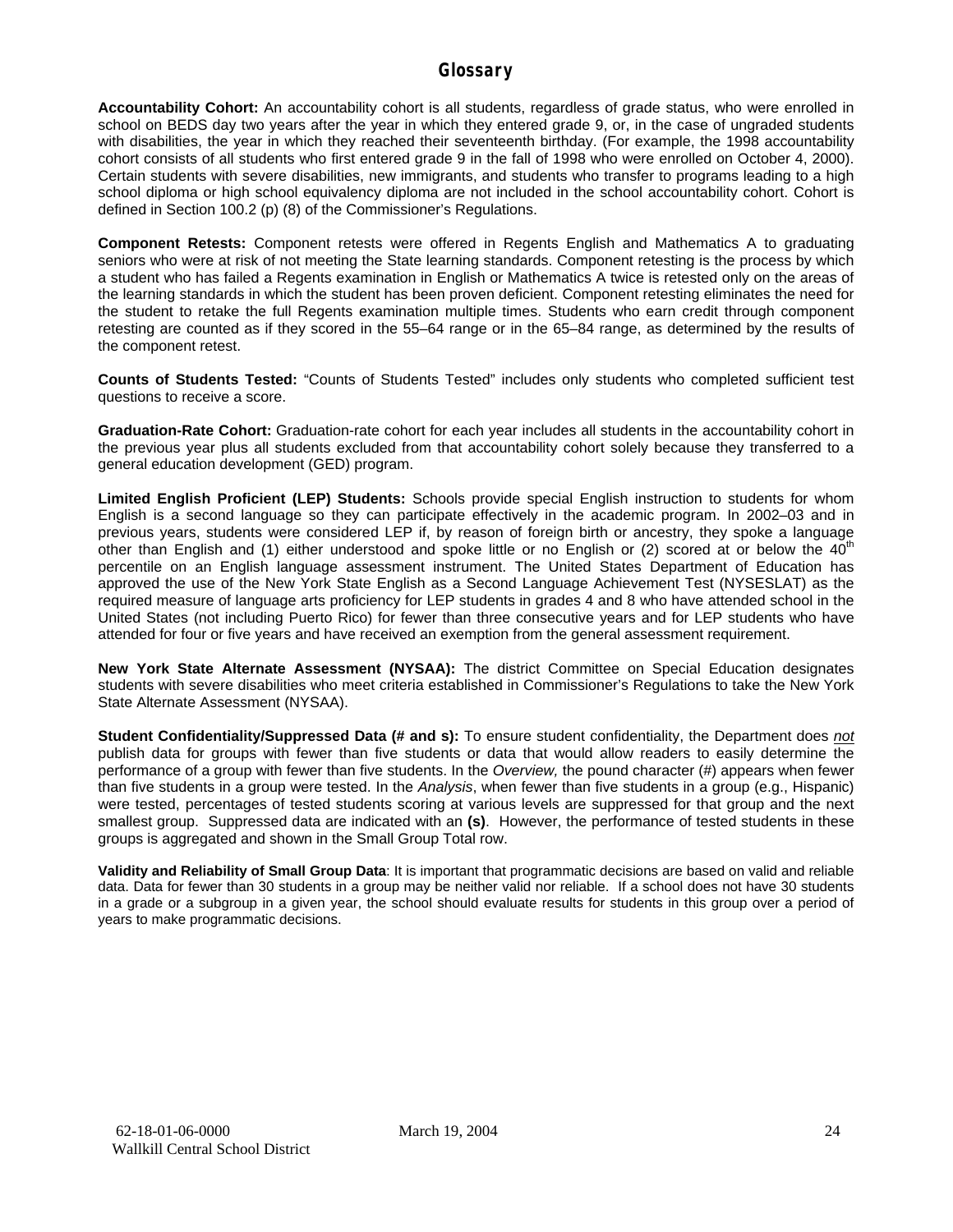# Glossary

**Accountability Cohort:** An accountability cohort is all students, regardless of grade status, who were enrolled in school on BEDS day two years after the year in which they entered grade 9, or, in the case of ungraded students with disabilities, the year in which they reached their seventeenth birthday. (For example, the 1998 accountability cohort consists of all students who first entered grade 9 in the fall of 1998 who were enrolled on October 4, 2000). Certain students with severe disabilities, new immigrants, and students who transfer to programs leading to a high school diploma or high school equivalency diploma are not included in the school accountability cohort. Cohort is defined in Section 100.2 (p) (8) of the Commissioner's Regulations.

**Component Retests:** Component retests were offered in Regents English and Mathematics A to graduating seniors who were at risk of not meeting the State learning standards. Component retesting is the process by which a student who has failed a Regents examination in English or Mathematics A twice is retested only on the areas of the learning standards in which the student has been proven deficient. Component retesting eliminates the need for the student to retake the full Regents examination multiple times. Students who earn credit through component retesting are counted as if they scored in the 55–64 range or in the 65–84 range, as determined by the results of the component retest.

**Counts of Students Tested:** "Counts of Students Tested" includes only students who completed sufficient test questions to receive a score.

**Graduation-Rate Cohort:** Graduation-rate cohort for each year includes all students in the accountability cohort in the previous year plus all students excluded from that accountability cohort solely because they transferred to a general education development (GED) program.

**Limited English Proficient (LEP) Students:** Schools provide special English instruction to students for whom English is a second language so they can participate effectively in the academic program. In 2002–03 and in previous years, students were considered LEP if, by reason of foreign birth or ancestry, they spoke a language other than English and (1) either understood and spoke little or no English or (2) scored at or below the 40th percentile on an English language assessment instrument. The United States Department of Education has approved the use of the New York State English as a Second Language Achievement Test (NYSESLAT) as the required measure of language arts proficiency for LEP students in grades 4 and 8 who have attended school in the United States (not including Puerto Rico) for fewer than three consecutive years and for LEP students who have attended for four or five years and have received an exemption from the general assessment requirement.

**New York State Alternate Assessment (NYSAA):** The district Committee on Special Education designates students with severe disabilities who meet criteria established in Commissioner's Regulations to take the New York State Alternate Assessment (NYSAA).

**Student Confidentiality/Suppressed Data (# and s):** To ensure student confidentiality, the Department does *not* publish data for groups with fewer than five students or data that would allow readers to easily determine the performance of a group with fewer than five students. In the *Overview,* the pound character (#) appears when fewer than five students in a group were tested. In the *Analysis*, when fewer than five students in a group (e.g., Hispanic) were tested, percentages of tested students scoring at various levels are suppressed for that group and the next smallest group. Suppressed data are indicated with an **(s)**. However, the performance of tested students in these groups is aggregated and shown in the Small Group Total row.

**Validity and Reliability of Small Group Data**: It is important that programmatic decisions are based on valid and reliable data. Data for fewer than 30 students in a group may be neither valid nor reliable. If a school does not have 30 students in a grade or a subgroup in a given year, the school should evaluate results for students in this group over a period of years to make programmatic decisions.